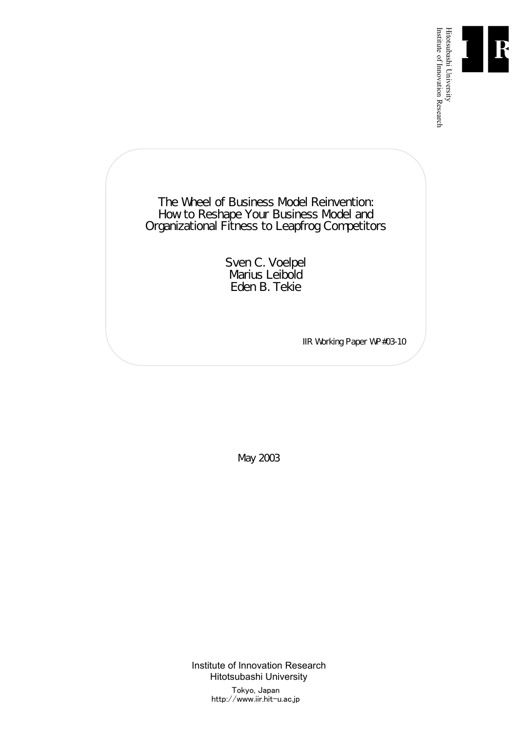Hitotsubashi University
Institute of Innovation Research

# The Wheel of Business Model Reinvention: How to Reshape Your Business Model and Organizational Fitness to Leapfrog Competitors

Sven C. Voelpel
Marius Leibold
Eden B. Tekie

IIR Working Paper WP#03-10

May 2003

Institute of Innovation Research
Hitotsubashi University

Tokyo, Japan
http://www.iir.hit-u.ac.jp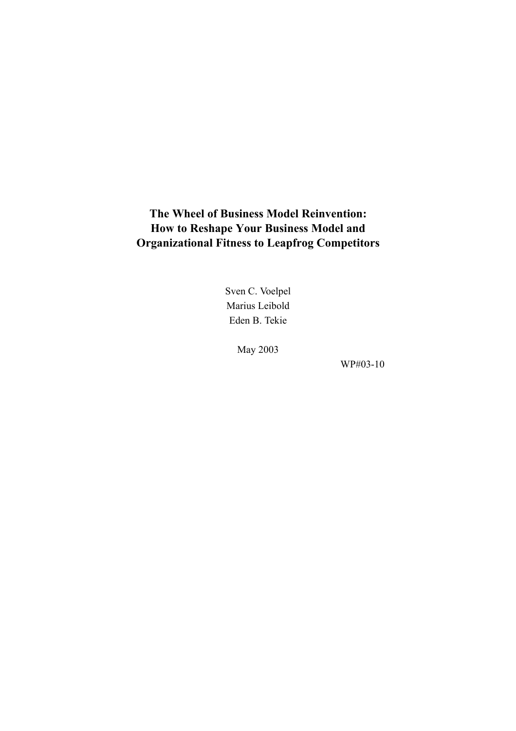# The Wheel of Business Model Reinvention: How to Reshape Your Business Model and Organizational Fitness to Leapfrog Competitors

Sven C. Voelpel
Marius Leibold
Eden B. Tekie

May 2003

WP#03-10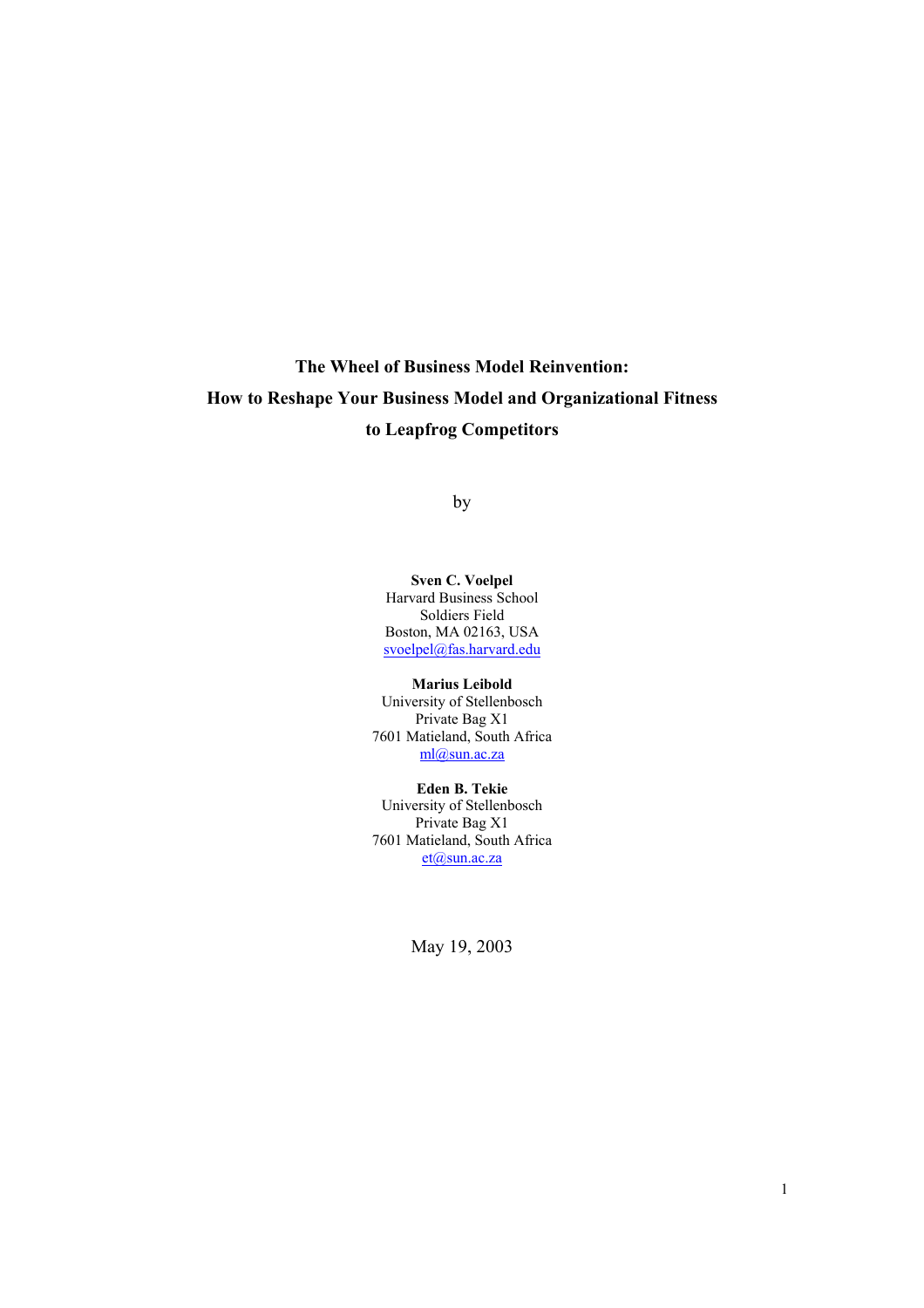# The Wheel of Business Model Reinvention:
# How to Reshape Your Business Model and Organizational Fitness
# to Leapfrog Competitors

by

**Sven C. Voelpel**
Harvard Business School
Soldiers Field
Boston, MA 02163, USA
svoelpel@fas.harvard.edu

**Marius Leibold**
University of Stellenbosch
Private Bag X1
7601 Matieland, South Africa
ml@sun.ac.za

**Eden B. Tekie**
University of Stellenbosch
Private Bag X1
7601 Matieland, South Africa
et@sun.ac.za

May 19, 2003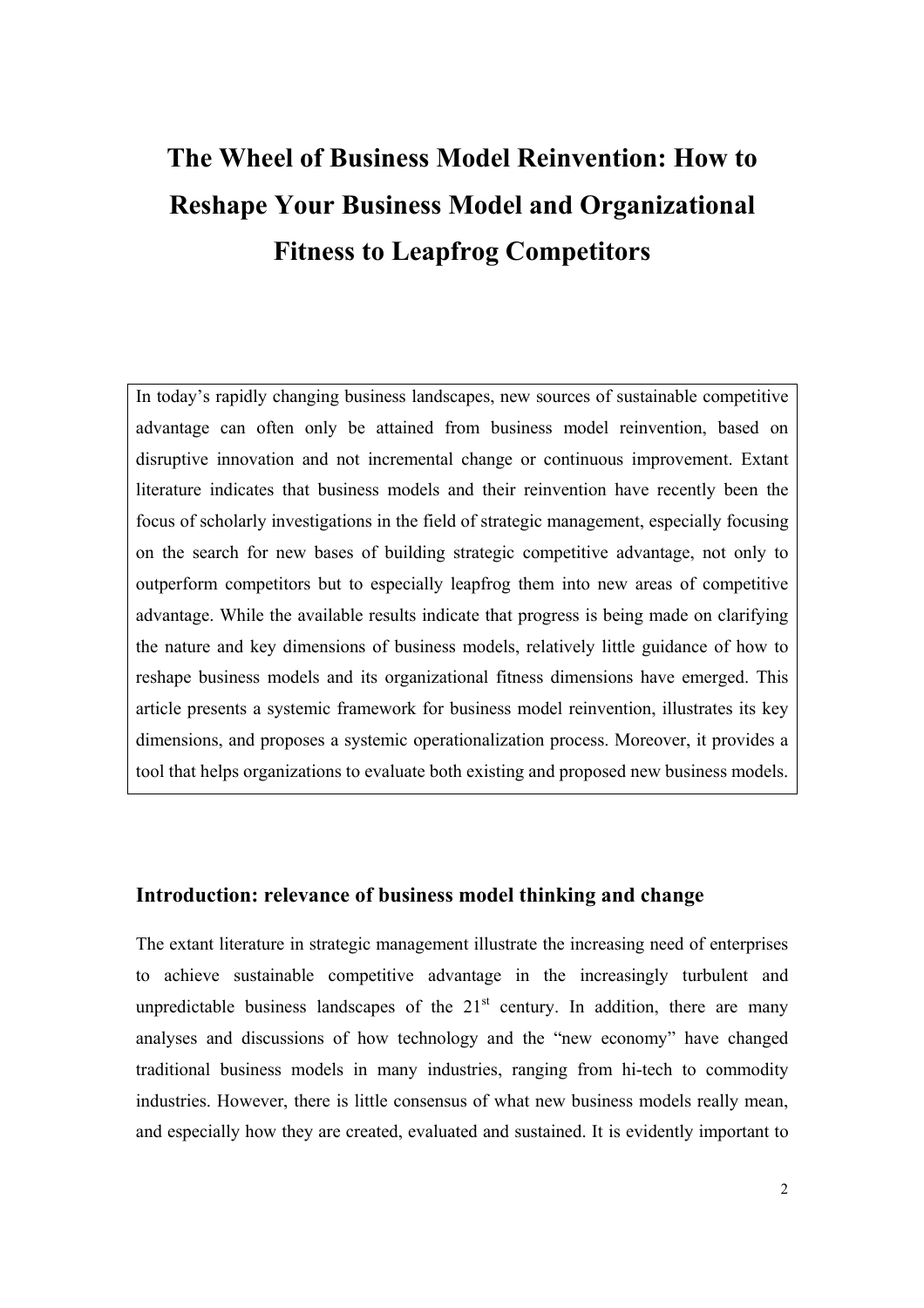# The Wheel of Business Model Reinvention: How to Reshape Your Business Model and Organizational Fitness to Leapfrog Competitors

In today's rapidly changing business landscapes, new sources of sustainable competitive advantage can often only be attained from business model reinvention, based on disruptive innovation and not incremental change or continuous improvement. Extant literature indicates that business models and their reinvention have recently been the focus of scholarly investigations in the field of strategic management, especially focusing on the search for new bases of building strategic competitive advantage, not only to outperform competitors but to especially leapfrog them into new areas of competitive advantage. While the available results indicate that progress is being made on clarifying the nature and key dimensions of business models, relatively little guidance of how to reshape business models and its organizational fitness dimensions have emerged. This article presents a systemic framework for business model reinvention, illustrates its key dimensions, and proposes a systemic operationalization process. Moreover, it provides a tool that helps organizations to evaluate both existing and proposed new business models.

## Introduction: relevance of business model thinking and change

The extant literature in strategic management illustrate the increasing need of enterprises to achieve sustainable competitive advantage in the increasingly turbulent and unpredictable business landscapes of the 21st century. In addition, there are many analyses and discussions of how technology and the "new economy" have changed traditional business models in many industries, ranging from hi-tech to commodity industries. However, there is little consensus of what new business models really mean, and especially how they are created, evaluated and sustained. It is evidently important to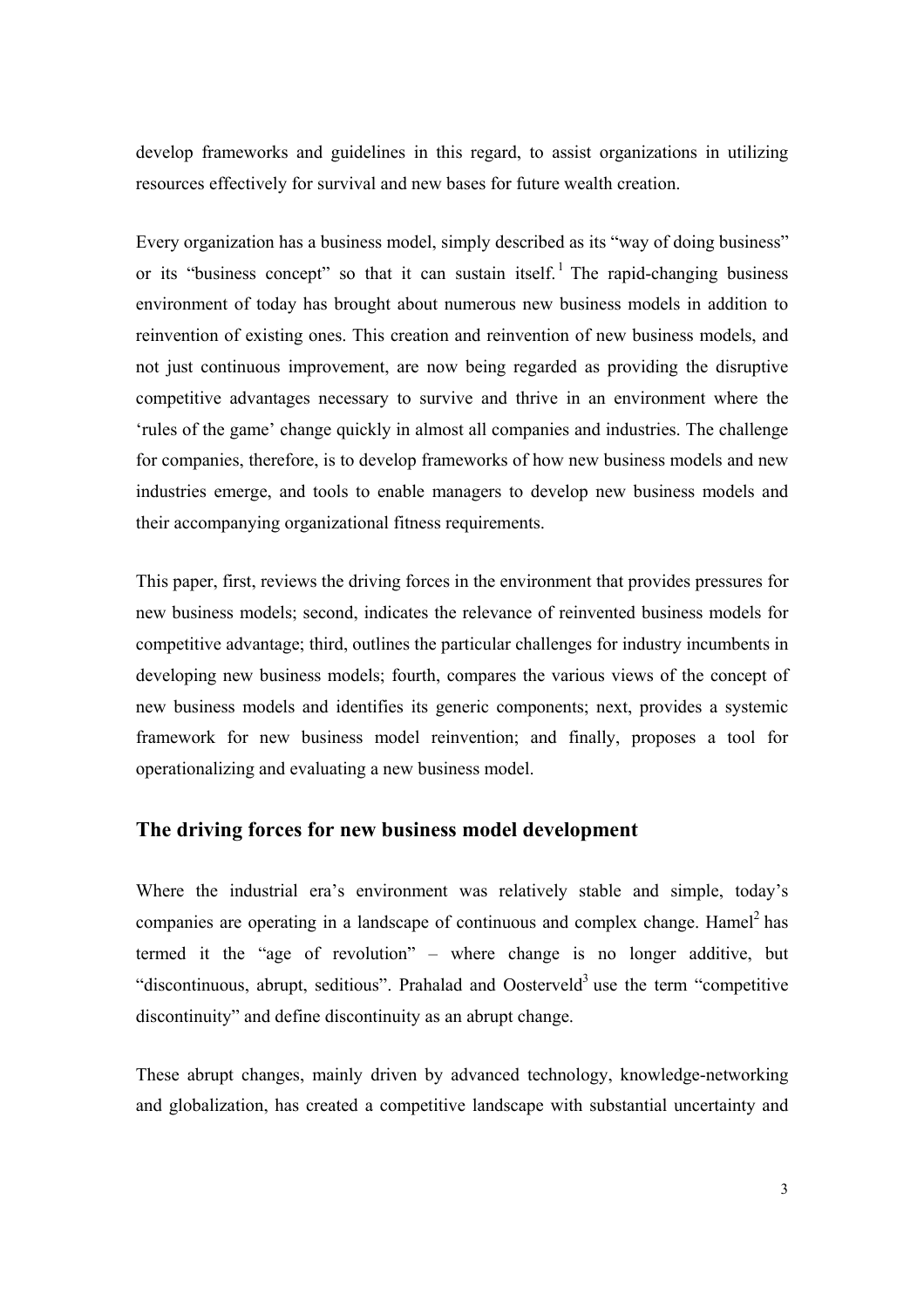develop frameworks and guidelines in this regard, to assist organizations in utilizing resources effectively for survival and new bases for future wealth creation.

Every organization has a business model, simply described as its "way of doing business" or its "business concept" so that it can sustain itself.[1] The rapid-changing business environment of today has brought about numerous new business models in addition to reinvention of existing ones. This creation and reinvention of new business models, and not just continuous improvement, are now being regarded as providing the disruptive competitive advantages necessary to survive and thrive in an environment where the 'rules of the game' change quickly in almost all companies and industries. The challenge for companies, therefore, is to develop frameworks of how new business models and new industries emerge, and tools to enable managers to develop new business models and their accompanying organizational fitness requirements.

This paper, first, reviews the driving forces in the environment that provides pressures for new business models; second, indicates the relevance of reinvented business models for competitive advantage; third, outlines the particular challenges for industry incumbents in developing new business models; fourth, compares the various views of the concept of new business models and identifies its generic components; next, provides a systemic framework for new business model reinvention; and finally, proposes a tool for operationalizing and evaluating a new business model.

## The driving forces for new business model development

Where the industrial era's environment was relatively stable and simple, today's companies are operating in a landscape of continuous and complex change. Hamel[2] has termed it the "age of revolution" – where change is no longer additive, but "discontinuous, abrupt, seditious". Prahalad and Oosterveld[3] use the term "competitive discontinuity" and define discontinuity as an abrupt change.

These abrupt changes, mainly driven by advanced technology, knowledge-networking and globalization, has created a competitive landscape with substantial uncertainty and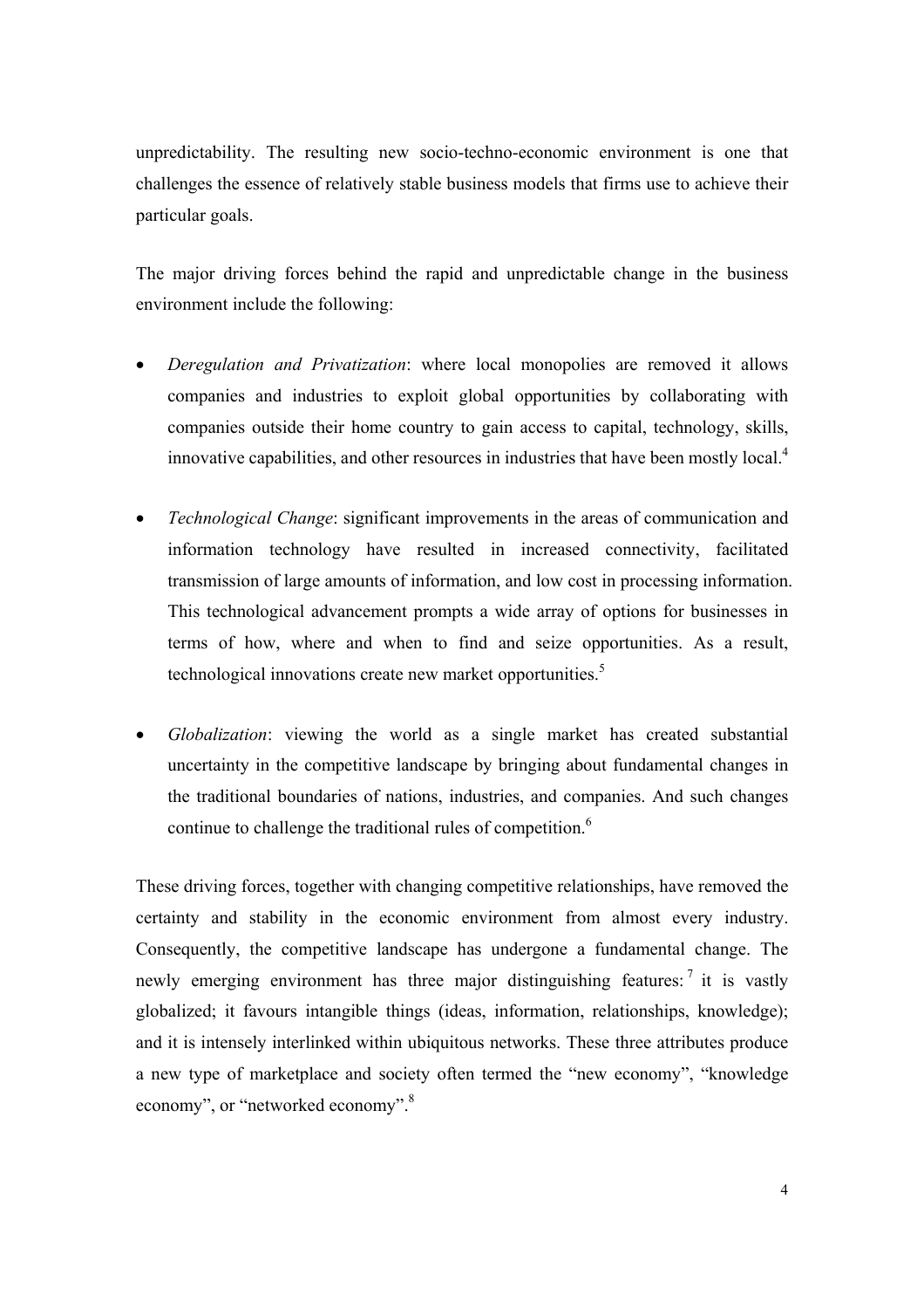unpredictability. The resulting new socio-techno-economic environment is one that challenges the essence of relatively stable business models that firms use to achieve their particular goals.

The major driving forces behind the rapid and unpredictable change in the business environment include the following:

- *Deregulation and Privatization*: where local monopolies are removed it allows companies and industries to exploit global opportunities by collaborating with companies outside their home country to gain access to capital, technology, skills, innovative capabilities, and other resources in industries that have been mostly local.[4]
- *Technological Change*: significant improvements in the areas of communication and information technology have resulted in increased connectivity, facilitated transmission of large amounts of information, and low cost in processing information. This technological advancement prompts a wide array of options for businesses in terms of how, where and when to find and seize opportunities. As a result, technological innovations create new market opportunities.[5]
- *Globalization*: viewing the world as a single market has created substantial uncertainty in the competitive landscape by bringing about fundamental changes in the traditional boundaries of nations, industries, and companies. And such changes continue to challenge the traditional rules of competition.[6]

These driving forces, together with changing competitive relationships, have removed the certainty and stability in the economic environment from almost every industry. Consequently, the competitive landscape has undergone a fundamental change. The newly emerging environment has three major distinguishing features:[7] it is vastly globalized; it favours intangible things (ideas, information, relationships, knowledge); and it is intensely interlinked within ubiquitous networks. These three attributes produce a new type of marketplace and society often termed the "new economy", "knowledge economy", or "networked economy".[8]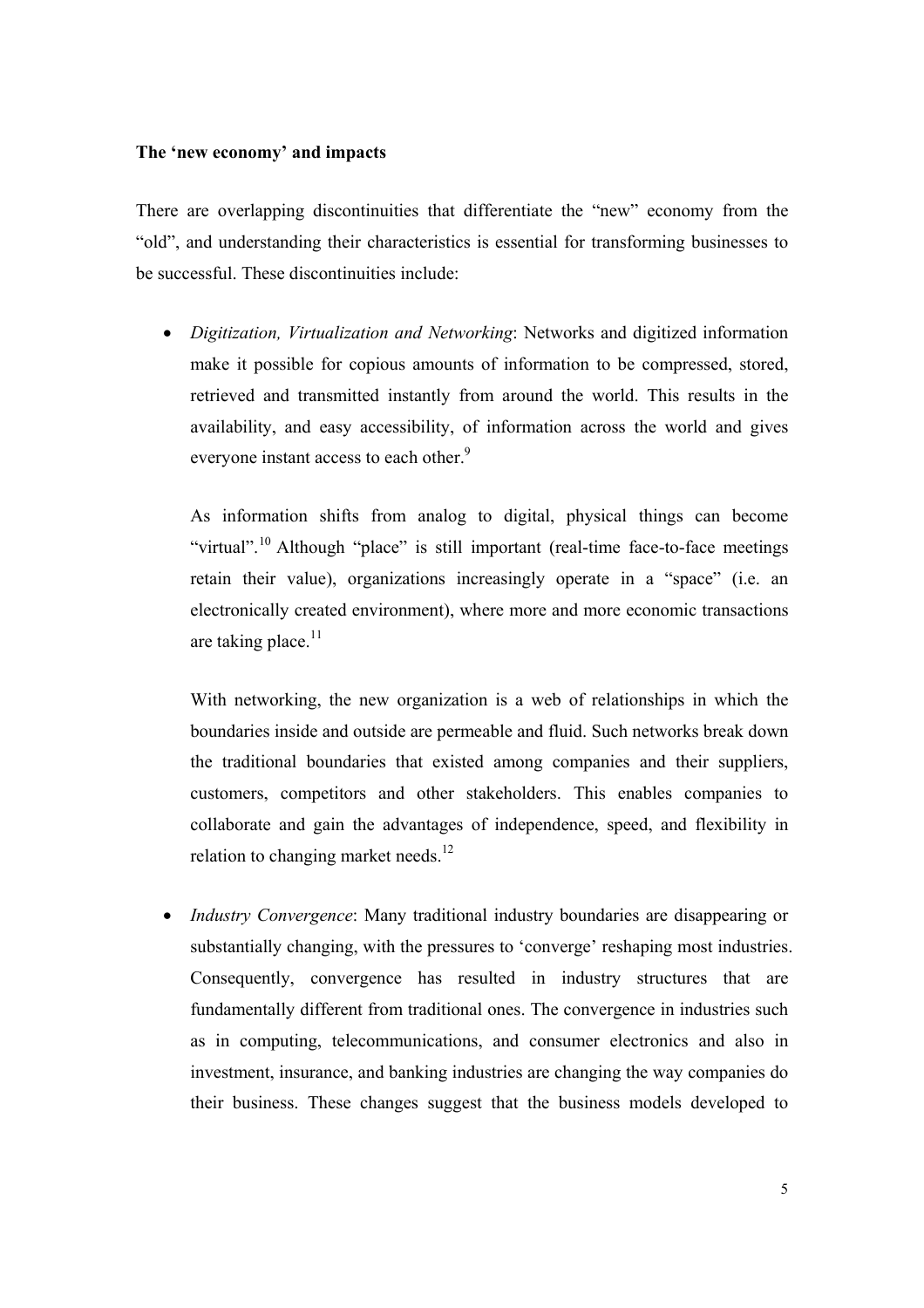**The 'new economy' and impacts**

There are overlapping discontinuities that differentiate the "new" economy from the "old", and understanding their characteristics is essential for transforming businesses to be successful. These discontinuities include:

- *Digitization, Virtualization and Networking*: Networks and digitized information make it possible for copious amounts of information to be compressed, stored, retrieved and transmitted instantly from around the world. This results in the availability, and easy accessibility, of information across the world and gives everyone instant access to each other.[9]

  As information shifts from analog to digital, physical things can become "virtual".[10] Although "place" is still important (real-time face-to-face meetings retain their value), organizations increasingly operate in a "space" (i.e. an electronically created environment), where more and more economic transactions are taking place.[11]

  With networking, the new organization is a web of relationships in which the boundaries inside and outside are permeable and fluid. Such networks break down the traditional boundaries that existed among companies and their suppliers, customers, competitors and other stakeholders. This enables companies to collaborate and gain the advantages of independence, speed, and flexibility in relation to changing market needs.[12]

- *Industry Convergence*: Many traditional industry boundaries are disappearing or substantially changing, with the pressures to 'converge' reshaping most industries. Consequently, convergence has resulted in industry structures that are fundamentally different from traditional ones. The convergence in industries such as in computing, telecommunications, and consumer electronics and also in investment, insurance, and banking industries are changing the way companies do their business. These changes suggest that the business models developed to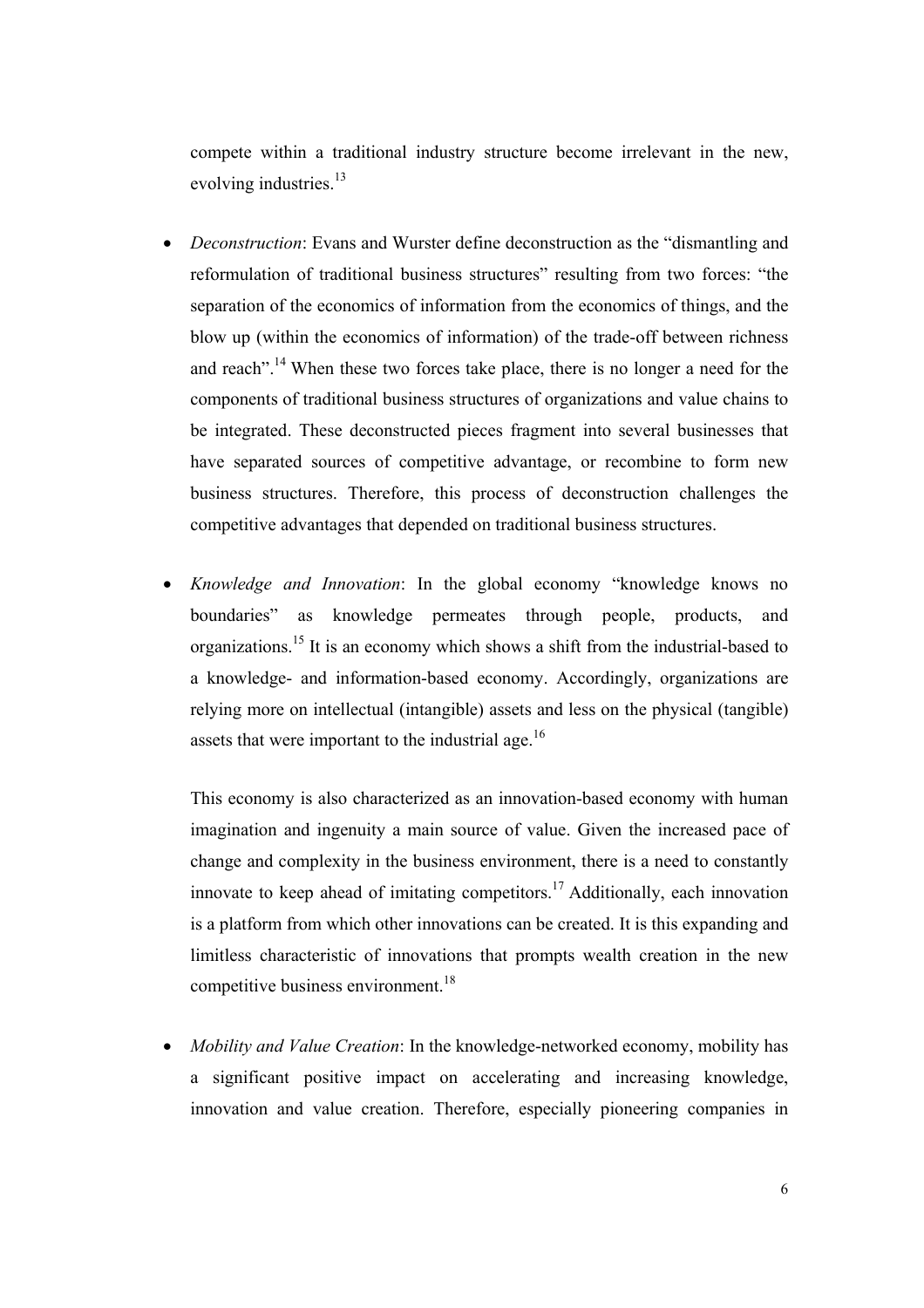compete within a traditional industry structure become irrelevant in the new, evolving industries.[13]

- *Deconstruction*: Evans and Wurster define deconstruction as the "dismantling and reformulation of traditional business structures" resulting from two forces: "the separation of the economics of information from the economics of things, and the blow up (within the economics of information) of the trade-off between richness and reach".[14] When these two forces take place, there is no longer a need for the components of traditional business structures of organizations and value chains to be integrated. These deconstructed pieces fragment into several businesses that have separated sources of competitive advantage, or recombine to form new business structures. Therefore, this process of deconstruction challenges the competitive advantages that depended on traditional business structures.

- *Knowledge and Innovation*: In the global economy "knowledge knows no boundaries" as knowledge permeates through people, products, and organizations.[15] It is an economy which shows a shift from the industrial-based to a knowledge- and information-based economy. Accordingly, organizations are relying more on intellectual (intangible) assets and less on the physical (tangible) assets that were important to the industrial age.[16]

  This economy is also characterized as an innovation-based economy with human imagination and ingenuity a main source of value. Given the increased pace of change and complexity in the business environment, there is a need to constantly innovate to keep ahead of imitating competitors.[17] Additionally, each innovation is a platform from which other innovations can be created. It is this expanding and limitless characteristic of innovations that prompts wealth creation in the new competitive business environment.[18]

- *Mobility and Value Creation*: In the knowledge-networked economy, mobility has a significant positive impact on accelerating and increasing knowledge, innovation and value creation. Therefore, especially pioneering companies in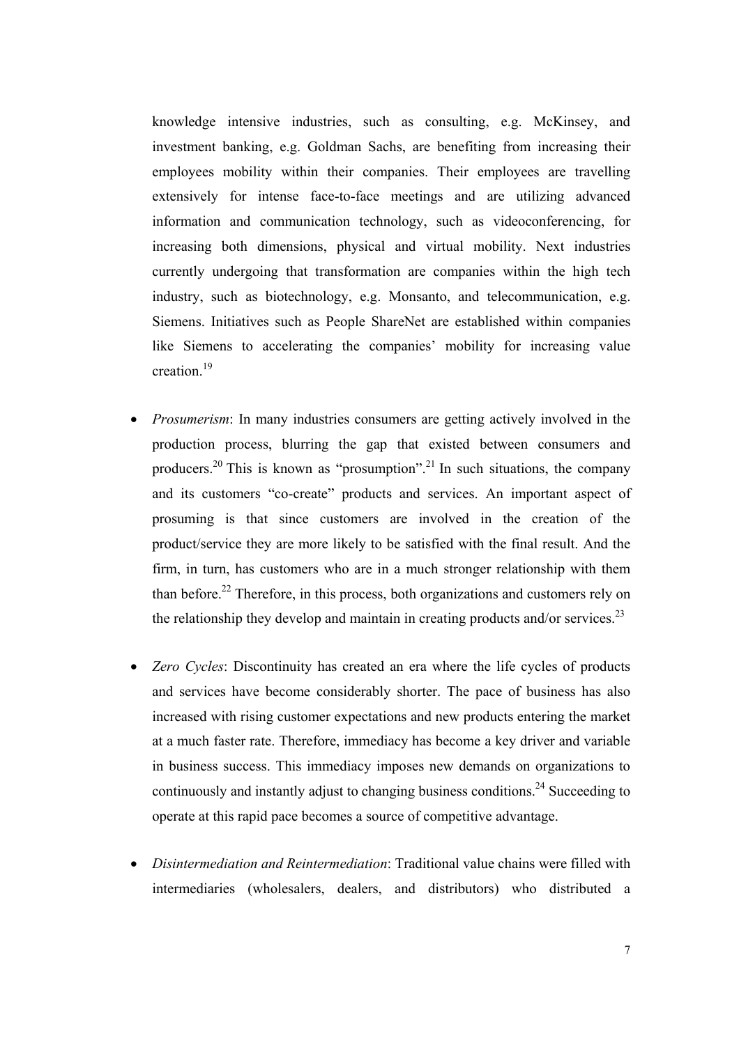knowledge intensive industries, such as consulting, e.g. McKinsey, and investment banking, e.g. Goldman Sachs, are benefiting from increasing their employees mobility within their companies. Their employees are travelling extensively for intense face-to-face meetings and are utilizing advanced information and communication technology, such as videoconferencing, for increasing both dimensions, physical and virtual mobility. Next industries currently undergoing that transformation are companies within the high tech industry, such as biotechnology, e.g. Monsanto, and telecommunication, e.g. Siemens. Initiatives such as People ShareNet are established within companies like Siemens to accelerating the companies' mobility for increasing value creation.[19]

- *Prosumerism*: In many industries consumers are getting actively involved in the production process, blurring the gap that existed between consumers and producers.[20] This is known as "prosumption".[21] In such situations, the company and its customers "co-create" products and services. An important aspect of prosuming is that since customers are involved in the creation of the product/service they are more likely to be satisfied with the final result. And the firm, in turn, has customers who are in a much stronger relationship with them than before.[22] Therefore, in this process, both organizations and customers rely on the relationship they develop and maintain in creating products and/or services.[23]

- *Zero Cycles*: Discontinuity has created an era where the life cycles of products and services have become considerably shorter. The pace of business has also increased with rising customer expectations and new products entering the market at a much faster rate. Therefore, immediacy has become a key driver and variable in business success. This immediacy imposes new demands on organizations to continuously and instantly adjust to changing business conditions.[24] Succeeding to operate at this rapid pace becomes a source of competitive advantage.

- *Disintermediation and Reintermediation*: Traditional value chains were filled with intermediaries (wholesalers, dealers, and distributors) who distributed a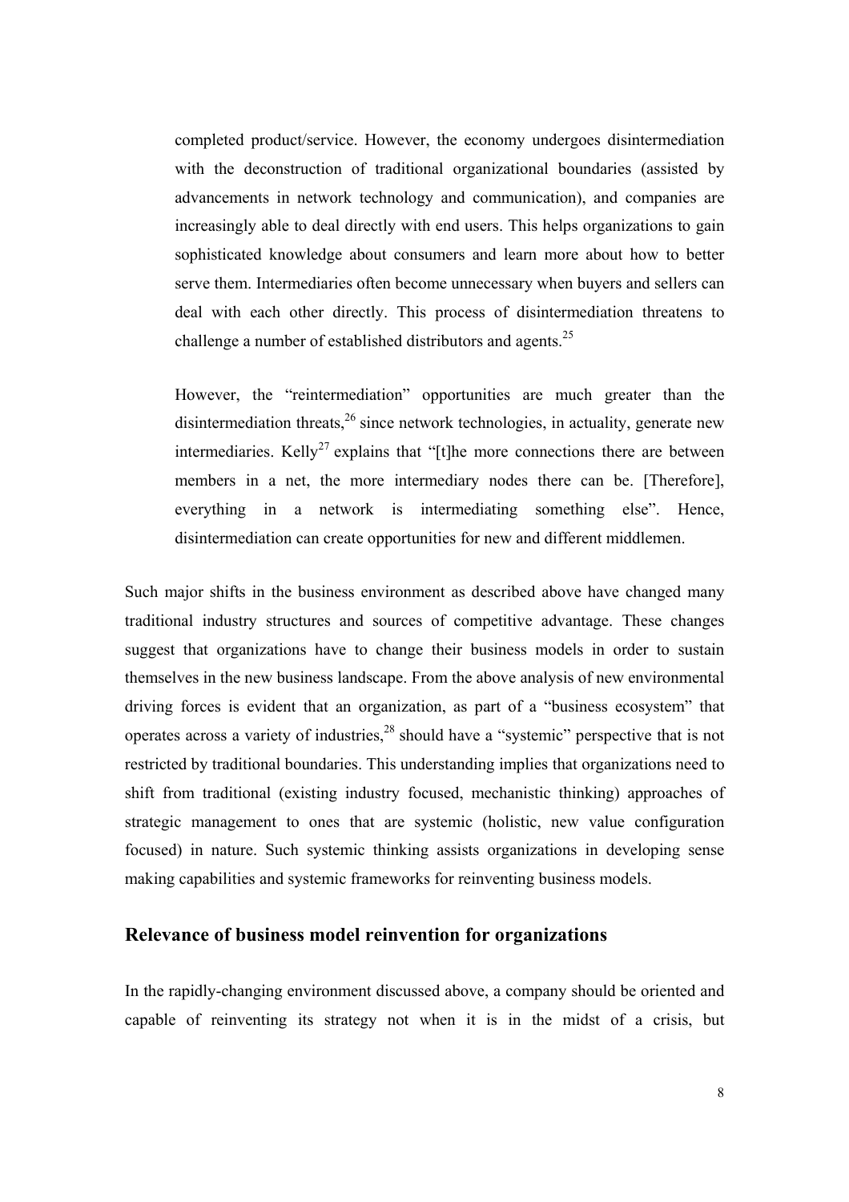completed product/service. However, the economy undergoes disintermediation with the deconstruction of traditional organizational boundaries (assisted by advancements in network technology and communication), and companies are increasingly able to deal directly with end users. This helps organizations to gain sophisticated knowledge about consumers and learn more about how to better serve them. Intermediaries often become unnecessary when buyers and sellers can deal with each other directly. This process of disintermediation threatens to challenge a number of established distributors and agents.[25]

However, the "reintermediation" opportunities are much greater than the disintermediation threats,[26] since network technologies, in actuality, generate new intermediaries. Kelly[27] explains that "[t]he more connections there are between members in a net, the more intermediary nodes there can be. [Therefore], everything in a network is intermediating something else". Hence, disintermediation can create opportunities for new and different middlemen.

Such major shifts in the business environment as described above have changed many traditional industry structures and sources of competitive advantage. These changes suggest that organizations have to change their business models in order to sustain themselves in the new business landscape. From the above analysis of new environmental driving forces is evident that an organization, as part of a "business ecosystem" that operates across a variety of industries,[28] should have a "systemic" perspective that is not restricted by traditional boundaries. This understanding implies that organizations need to shift from traditional (existing industry focused, mechanistic thinking) approaches of strategic management to ones that are systemic (holistic, new value configuration focused) in nature. Such systemic thinking assists organizations in developing sense making capabilities and systemic frameworks for reinventing business models.

## Relevance of business model reinvention for organizations

In the rapidly-changing environment discussed above, a company should be oriented and capable of reinventing its strategy not when it is in the midst of a crisis, but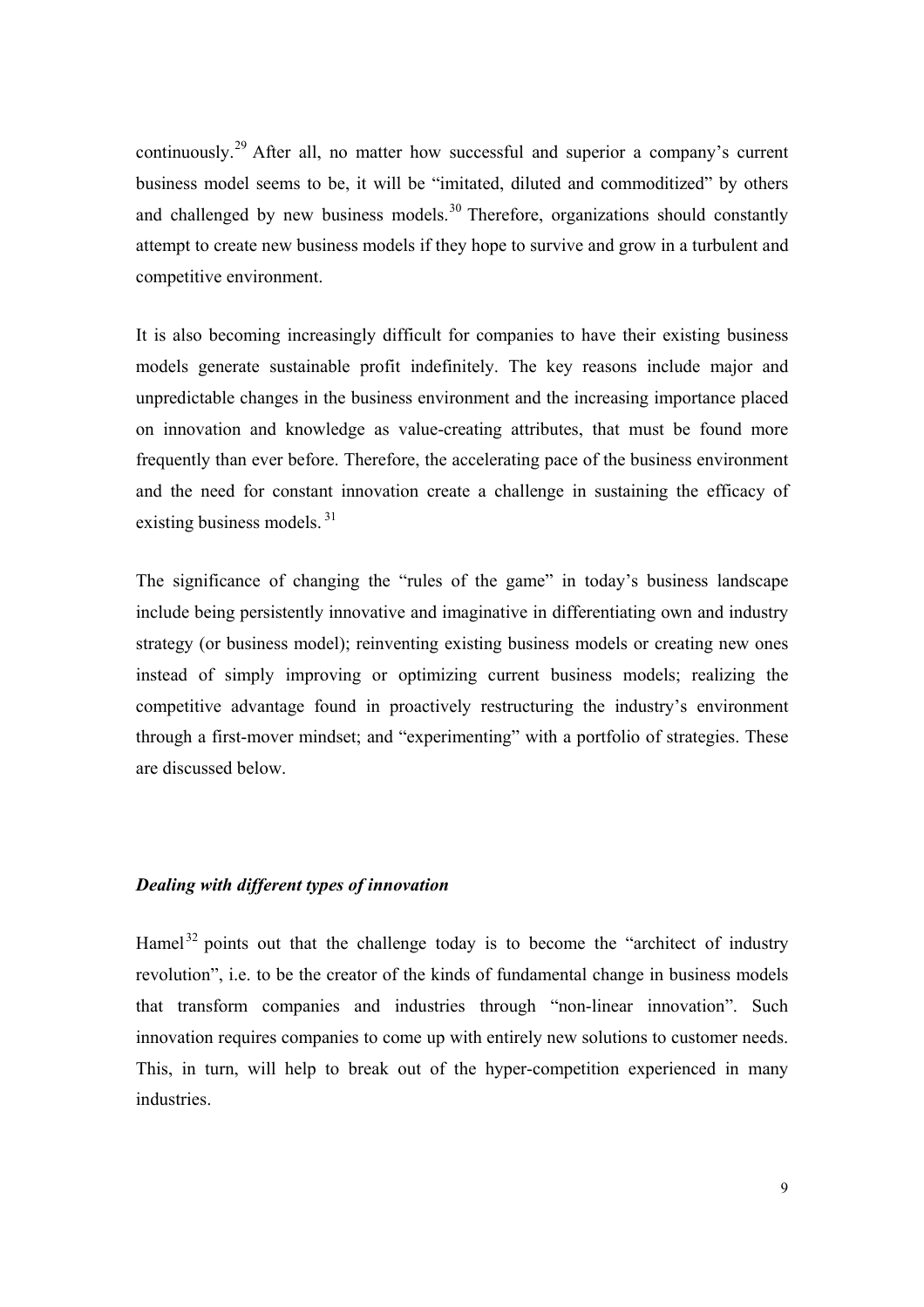continuously.[29] After all, no matter how successful and superior a company's current business model seems to be, it will be "imitated, diluted and commoditized" by others and challenged by new business models.[30] Therefore, organizations should constantly attempt to create new business models if they hope to survive and grow in a turbulent and competitive environment.

It is also becoming increasingly difficult for companies to have their existing business models generate sustainable profit indefinitely. The key reasons include major and unpredictable changes in the business environment and the increasing importance placed on innovation and knowledge as value-creating attributes, that must be found more frequently than ever before. Therefore, the accelerating pace of the business environment and the need for constant innovation create a challenge in sustaining the efficacy of existing business models.[31]

The significance of changing the "rules of the game" in today's business landscape include being persistently innovative and imaginative in differentiating own and industry strategy (or business model); reinventing existing business models or creating new ones instead of simply improving or optimizing current business models; realizing the competitive advantage found in proactively restructuring the industry's environment through a first-mover mindset; and "experimenting" with a portfolio of strategies. These are discussed below.

### *Dealing with different types of innovation*

Hamel[32] points out that the challenge today is to become the "architect of industry revolution", i.e. to be the creator of the kinds of fundamental change in business models that transform companies and industries through "non-linear innovation". Such innovation requires companies to come up with entirely new solutions to customer needs. This, in turn, will help to break out of the hyper-competition experienced in many industries.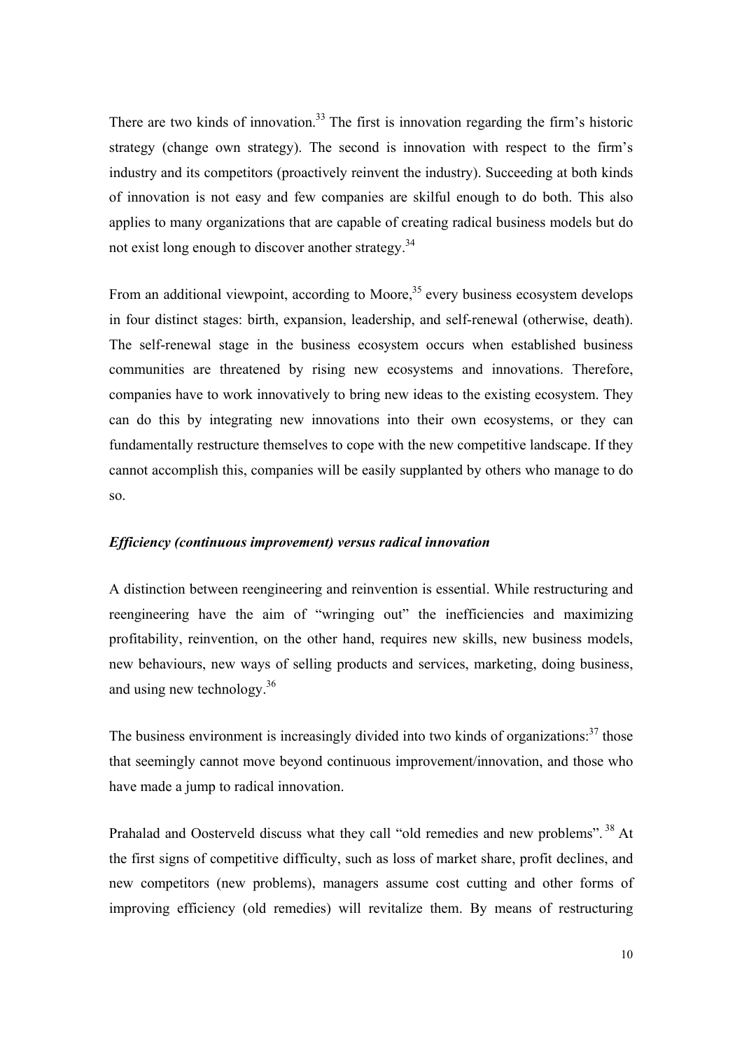There are two kinds of innovation.[33] The first is innovation regarding the firm's historic strategy (change own strategy). The second is innovation with respect to the firm's industry and its competitors (proactively reinvent the industry). Succeeding at both kinds of innovation is not easy and few companies are skilful enough to do both. This also applies to many organizations that are capable of creating radical business models but do not exist long enough to discover another strategy.[34]

From an additional viewpoint, according to Moore,[35] every business ecosystem develops in four distinct stages: birth, expansion, leadership, and self-renewal (otherwise, death). The self-renewal stage in the business ecosystem occurs when established business communities are threatened by rising new ecosystems and innovations. Therefore, companies have to work innovatively to bring new ideas to the existing ecosystem. They can do this by integrating new innovations into their own ecosystems, or they can fundamentally restructure themselves to cope with the new competitive landscape. If they cannot accomplish this, companies will be easily supplanted by others who manage to do so.

***Efficiency (continuous improvement) versus radical innovation***

A distinction between reengineering and reinvention is essential. While restructuring and reengineering have the aim of "wringing out" the inefficiencies and maximizing profitability, reinvention, on the other hand, requires new skills, new business models, new behaviours, new ways of selling products and services, marketing, doing business, and using new technology.[36]

The business environment is increasingly divided into two kinds of organizations:[37] those that seemingly cannot move beyond continuous improvement/innovation, and those who have made a jump to radical innovation.

Prahalad and Oosterveld discuss what they call "old remedies and new problems".[38] At the first signs of competitive difficulty, such as loss of market share, profit declines, and new competitors (new problems), managers assume cost cutting and other forms of improving efficiency (old remedies) will revitalize them. By means of restructuring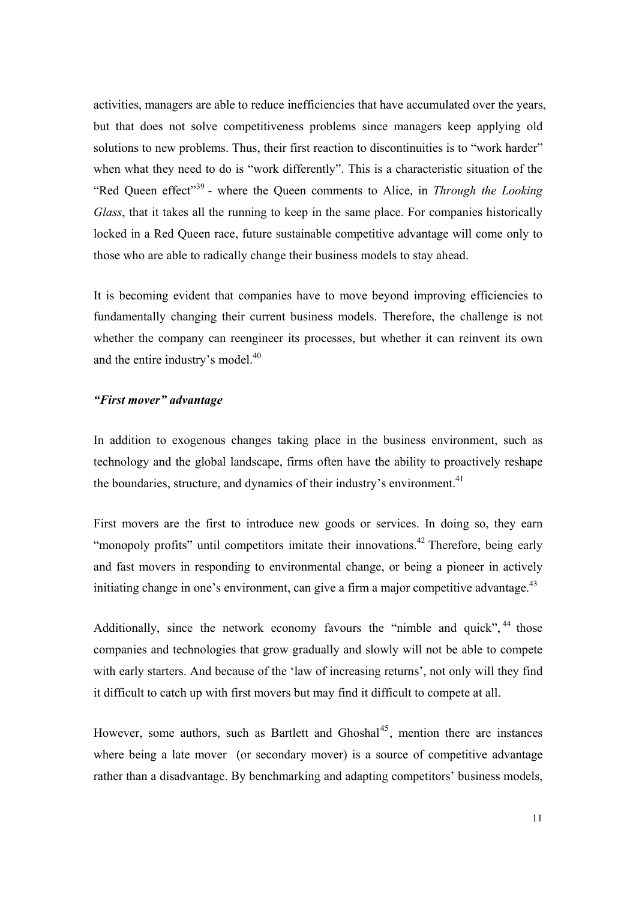activities, managers are able to reduce inefficiencies that have accumulated over the years, but that does not solve competitiveness problems since managers keep applying old solutions to new problems. Thus, their first reaction to discontinuities is to "work harder" when what they need to do is "work differently". This is a characteristic situation of the "Red Queen effect"[39] - where the Queen comments to Alice, in *Through the Looking Glass*, that it takes all the running to keep in the same place. For companies historically locked in a Red Queen race, future sustainable competitive advantage will come only to those who are able to radically change their business models to stay ahead.

It is becoming evident that companies have to move beyond improving efficiencies to fundamentally changing their current business models. Therefore, the challenge is not whether the company can reengineer its processes, but whether it can reinvent its own and the entire industry's model.[40]

### *"First mover" advantage*

In addition to exogenous changes taking place in the business environment, such as technology and the global landscape, firms often have the ability to proactively reshape the boundaries, structure, and dynamics of their industry's environment.[41]

First movers are the first to introduce new goods or services. In doing so, they earn "monopoly profits" until competitors imitate their innovations.[42] Therefore, being early and fast movers in responding to environmental change, or being a pioneer in actively initiating change in one's environment, can give a firm a major competitive advantage.[43]

Additionally, since the network economy favours the "nimble and quick",[44] those companies and technologies that grow gradually and slowly will not be able to compete with early starters. And because of the 'law of increasing returns', not only will they find it difficult to catch up with first movers but may find it difficult to compete at all.

However, some authors, such as Bartlett and Ghoshal[45], mention there are instances where being a late mover (or secondary mover) is a source of competitive advantage rather than a disadvantage. By benchmarking and adapting competitors' business models,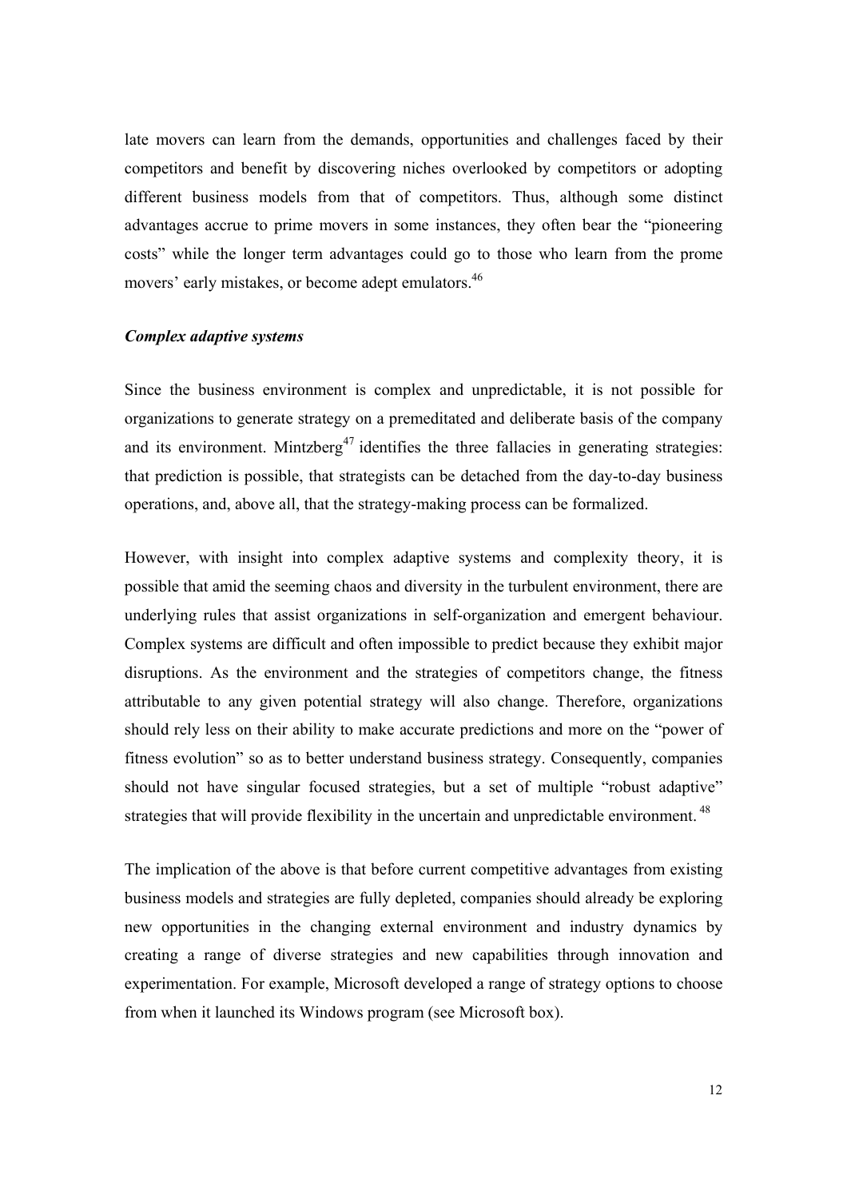late movers can learn from the demands, opportunities and challenges faced by their competitors and benefit by discovering niches overlooked by competitors or adopting different business models from that of competitors. Thus, although some distinct advantages accrue to prime movers in some instances, they often bear the "pioneering costs" while the longer term advantages could go to those who learn from the prome movers' early mistakes, or become adept emulators.[46]

### *Complex adaptive systems*

Since the business environment is complex and unpredictable, it is not possible for organizations to generate strategy on a premeditated and deliberate basis of the company and its environment. Mintzberg[47] identifies the three fallacies in generating strategies: that prediction is possible, that strategists can be detached from the day-to-day business operations, and, above all, that the strategy-making process can be formalized.

However, with insight into complex adaptive systems and complexity theory, it is possible that amid the seeming chaos and diversity in the turbulent environment, there are underlying rules that assist organizations in self-organization and emergent behaviour. Complex systems are difficult and often impossible to predict because they exhibit major disruptions. As the environment and the strategies of competitors change, the fitness attributable to any given potential strategy will also change. Therefore, organizations should rely less on their ability to make accurate predictions and more on the "power of fitness evolution" so as to better understand business strategy. Consequently, companies should not have singular focused strategies, but a set of multiple "robust adaptive" strategies that will provide flexibility in the uncertain and unpredictable environment.[48]

The implication of the above is that before current competitive advantages from existing business models and strategies are fully depleted, companies should already be exploring new opportunities in the changing external environment and industry dynamics by creating a range of diverse strategies and new capabilities through innovation and experimentation. For example, Microsoft developed a range of strategy options to choose from when it launched its Windows program (see Microsoft box).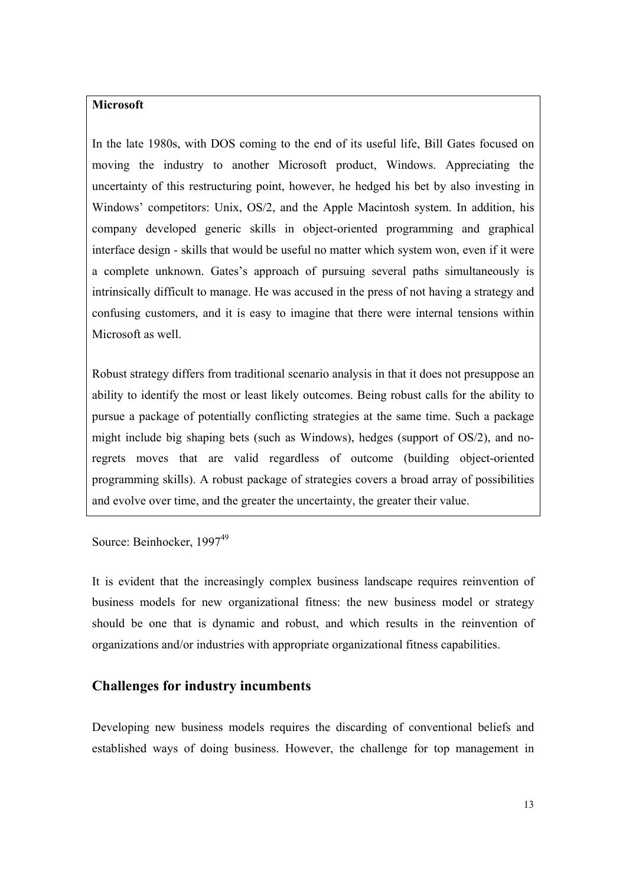**Microsoft**

In the late 1980s, with DOS coming to the end of its useful life, Bill Gates focused on moving the industry to another Microsoft product, Windows. Appreciating the uncertainty of this restructuring point, however, he hedged his bet by also investing in Windows' competitors: Unix, OS/2, and the Apple Macintosh system. In addition, his company developed generic skills in object-oriented programming and graphical interface design - skills that would be useful no matter which system won, even if it were a complete unknown. Gates's approach of pursuing several paths simultaneously is intrinsically difficult to manage. He was accused in the press of not having a strategy and confusing customers, and it is easy to imagine that there were internal tensions within Microsoft as well.

Robust strategy differs from traditional scenario analysis in that it does not presuppose an ability to identify the most or least likely outcomes. Being robust calls for the ability to pursue a package of potentially conflicting strategies at the same time. Such a package might include big shaping bets (such as Windows), hedges (support of OS/2), and no-regrets moves that are valid regardless of outcome (building object-oriented programming skills). A robust package of strategies covers a broad array of possibilities and evolve over time, and the greater the uncertainty, the greater their value.

Source: Beinhocker, 1997[49]

It is evident that the increasingly complex business landscape requires reinvention of business models for new organizational fitness: the new business model or strategy should be one that is dynamic and robust, and which results in the reinvention of organizations and/or industries with appropriate organizational fitness capabilities.

## Challenges for industry incumbents

Developing new business models requires the discarding of conventional beliefs and established ways of doing business. However, the challenge for top management in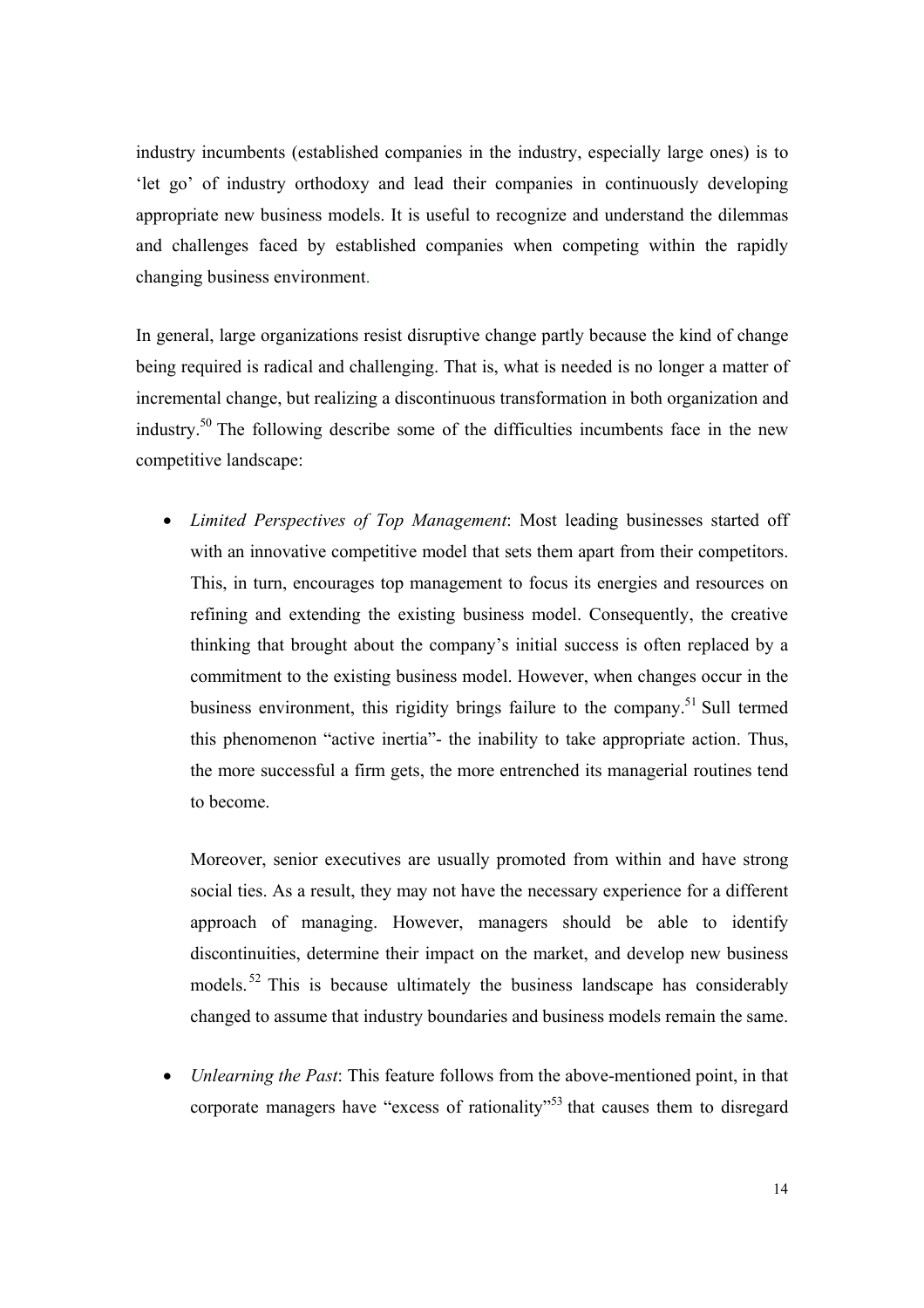industry incumbents (established companies in the industry, especially large ones) is to 'let go' of industry orthodoxy and lead their companies in continuously developing appropriate new business models. It is useful to recognize and understand the dilemmas and challenges faced by established companies when competing within the rapidly changing business environment.

In general, large organizations resist disruptive change partly because the kind of change being required is radical and challenging. That is, what is needed is no longer a matter of incremental change, but realizing a discontinuous transformation in both organization and industry.[50] The following describe some of the difficulties incumbents face in the new competitive landscape:

- *Limited Perspectives of Top Management*: Most leading businesses started off with an innovative competitive model that sets them apart from their competitors. This, in turn, encourages top management to focus its energies and resources on refining and extending the existing business model. Consequently, the creative thinking that brought about the company's initial success is often replaced by a commitment to the existing business model. However, when changes occur in the business environment, this rigidity brings failure to the company.[51] Sull termed this phenomenon "active inertia"- the inability to take appropriate action. Thus, the more successful a firm gets, the more entrenched its managerial routines tend to become.

  Moreover, senior executives are usually promoted from within and have strong social ties. As a result, they may not have the necessary experience for a different approach of managing. However, managers should be able to identify discontinuities, determine their impact on the market, and develop new business models.[52] This is because ultimately the business landscape has considerably changed to assume that industry boundaries and business models remain the same.

- *Unlearning the Past*: This feature follows from the above-mentioned point, in that corporate managers have "excess of rationality"[53] that causes them to disregard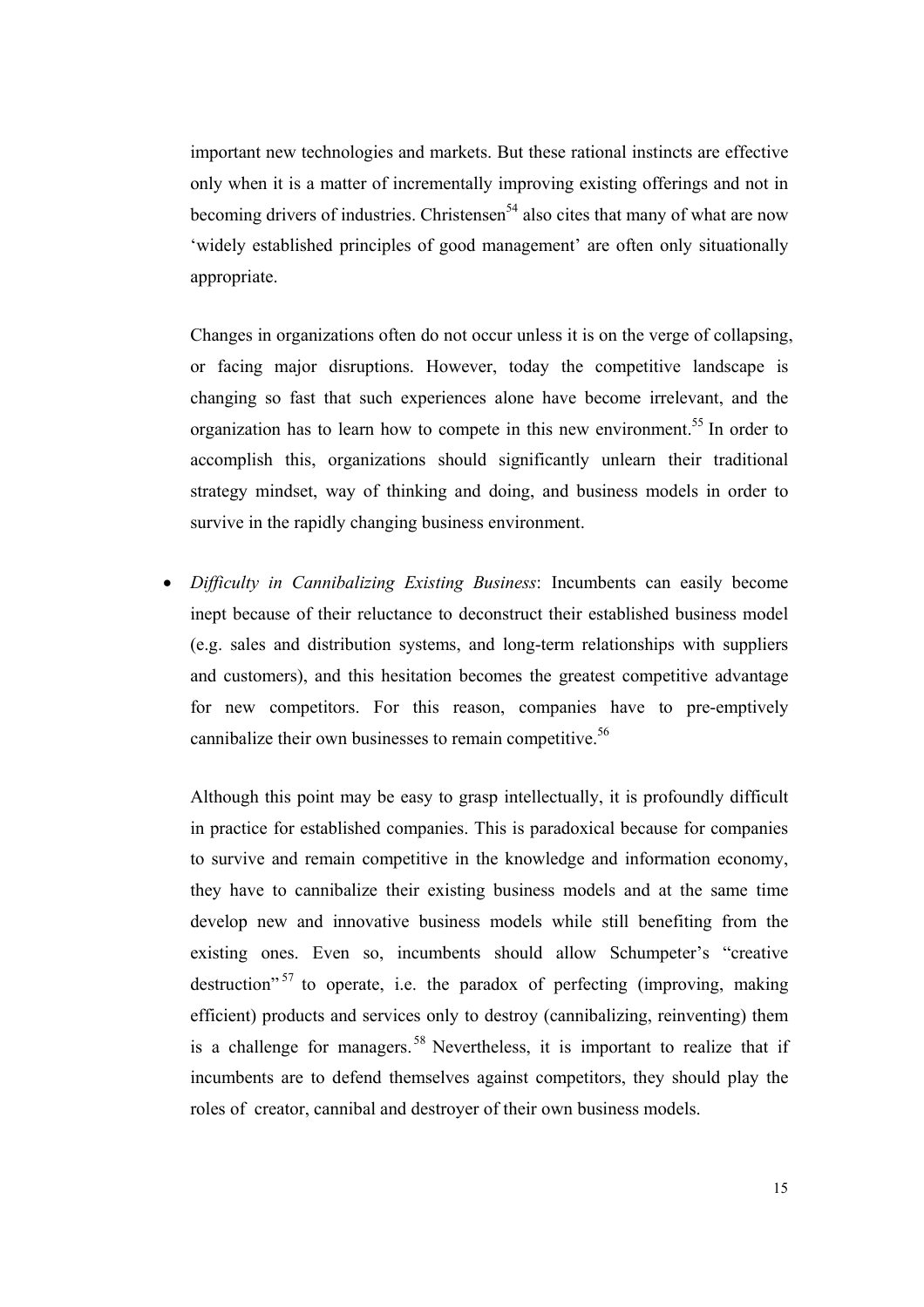important new technologies and markets. But these rational instincts are effective only when it is a matter of incrementally improving existing offerings and not in becoming drivers of industries. Christensen[54] also cites that many of what are now 'widely established principles of good management' are often only situationally appropriate.

Changes in organizations often do not occur unless it is on the verge of collapsing, or facing major disruptions. However, today the competitive landscape is changing so fast that such experiences alone have become irrelevant, and the organization has to learn how to compete in this new environment.[55] In order to accomplish this, organizations should significantly unlearn their traditional strategy mindset, way of thinking and doing, and business models in order to survive in the rapidly changing business environment.

- *Difficulty in Cannibalizing Existing Business*: Incumbents can easily become inept because of their reluctance to deconstruct their established business model (e.g. sales and distribution systems, and long-term relationships with suppliers and customers), and this hesitation becomes the greatest competitive advantage for new competitors. For this reason, companies have to pre-emptively cannibalize their own businesses to remain competitive.[56]

  Although this point may be easy to grasp intellectually, it is profoundly difficult in practice for established companies. This is paradoxical because for companies to survive and remain competitive in the knowledge and information economy, they have to cannibalize their existing business models and at the same time develop new and innovative business models while still benefiting from the existing ones. Even so, incumbents should allow Schumpeter's "creative destruction"[57] to operate, i.e. the paradox of perfecting (improving, making efficient) products and services only to destroy (cannibalizing, reinventing) them is a challenge for managers.[58] Nevertheless, it is important to realize that if incumbents are to defend themselves against competitors, they should play the roles of creator, cannibal and destroyer of their own business models.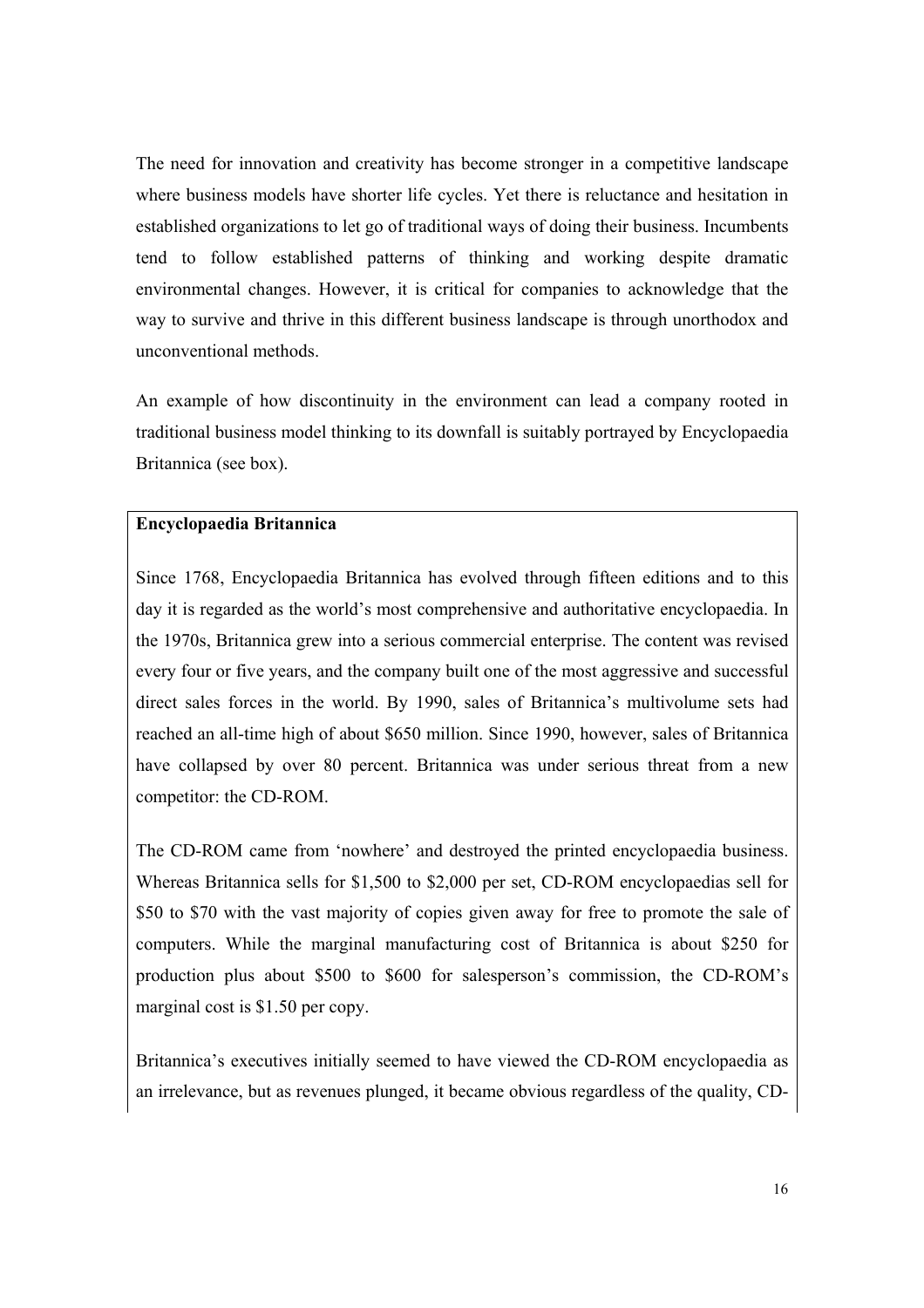The need for innovation and creativity has become stronger in a competitive landscape where business models have shorter life cycles. Yet there is reluctance and hesitation in established organizations to let go of traditional ways of doing their business. Incumbents tend to follow established patterns of thinking and working despite dramatic environmental changes. However, it is critical for companies to acknowledge that the way to survive and thrive in this different business landscape is through unorthodox and unconventional methods.

An example of how discontinuity in the environment can lead a company rooted in traditional business model thinking to its downfall is suitably portrayed by Encyclopaedia Britannica (see box).

**Encyclopaedia Britannica**

Since 1768, Encyclopaedia Britannica has evolved through fifteen editions and to this day it is regarded as the world's most comprehensive and authoritative encyclopaedia. In the 1970s, Britannica grew into a serious commercial enterprise. The content was revised every four or five years, and the company built one of the most aggressive and successful direct sales forces in the world. By 1990, sales of Britannica's multivolume sets had reached an all-time high of about $650 million. Since 1990, however, sales of Britannica have collapsed by over 80 percent. Britannica was under serious threat from a new competitor: the CD-ROM.

The CD-ROM came from 'nowhere' and destroyed the printed encyclopaedia business. Whereas Britannica sells for $1,500 to $2,000 per set, CD-ROM encyclopaedias sell for $50 to $70 with the vast majority of copies given away for free to promote the sale of computers. While the marginal manufacturing cost of Britannica is about $250 for production plus about $500 to $600 for salesperson's commission, the CD-ROM's marginal cost is $1.50 per copy.

Britannica's executives initially seemed to have viewed the CD-ROM encyclopaedia as an irrelevance, but as revenues plunged, it became obvious regardless of the quality, CD-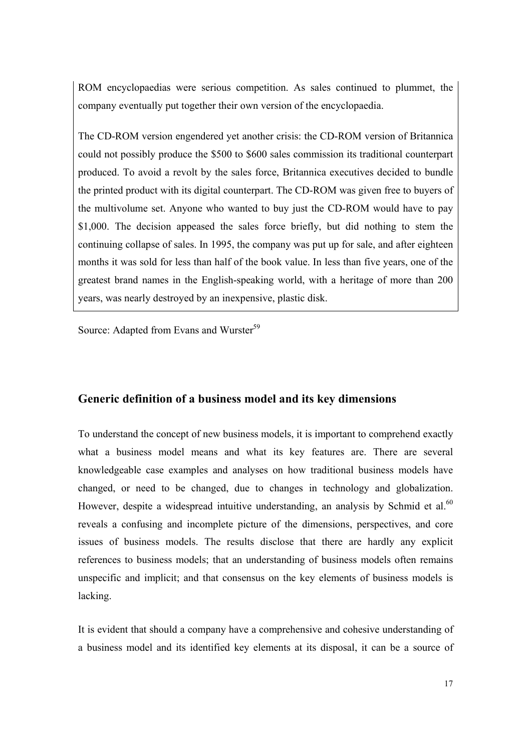ROM encyclopaedias were serious competition. As sales continued to plummet, the company eventually put together their own version of the encyclopaedia.

The CD-ROM version engendered yet another crisis: the CD-ROM version of Britannica could not possibly produce the $500 to $600 sales commission its traditional counterpart produced. To avoid a revolt by the sales force, Britannica executives decided to bundle the printed product with its digital counterpart. The CD-ROM was given free to buyers of the multivolume set. Anyone who wanted to buy just the CD-ROM would have to pay $1,000. The decision appeased the sales force briefly, but did nothing to stem the continuing collapse of sales. In 1995, the company was put up for sale, and after eighteen months it was sold for less than half of the book value. In less than five years, one of the greatest brand names in the English-speaking world, with a heritage of more than 200 years, was nearly destroyed by an inexpensive, plastic disk.

Source: Adapted from Evans and Wurster[59]

## Generic definition of a business model and its key dimensions

To understand the concept of new business models, it is important to comprehend exactly what a business model means and what its key features are. There are several knowledgeable case examples and analyses on how traditional business models have changed, or need to be changed, due to changes in technology and globalization. However, despite a widespread intuitive understanding, an analysis by Schmid et al.[60] reveals a confusing and incomplete picture of the dimensions, perspectives, and core issues of business models. The results disclose that there are hardly any explicit references to business models; that an understanding of business models often remains unspecific and implicit; and that consensus on the key elements of business models is lacking.

It is evident that should a company have a comprehensive and cohesive understanding of a business model and its identified key elements at its disposal, it can be a source of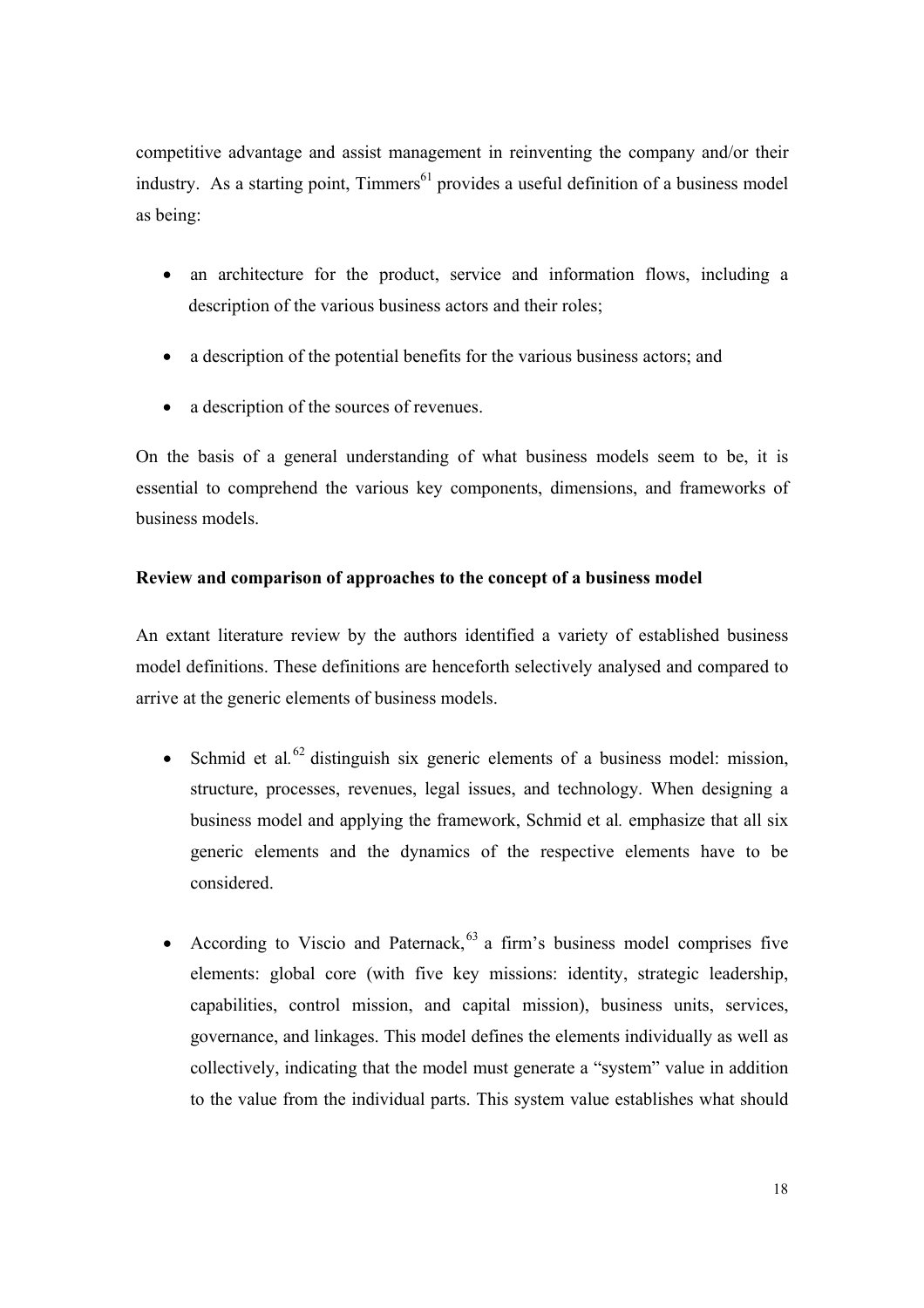competitive advantage and assist management in reinventing the company and/or their industry. As a starting point, Timmers[61] provides a useful definition of a business model as being:

- an architecture for the product, service and information flows, including a description of the various business actors and their roles;
- a description of the potential benefits for the various business actors; and
- a description of the sources of revenues.

On the basis of a general understanding of what business models seem to be, it is essential to comprehend the various key components, dimensions, and frameworks of business models.

**Review and comparison of approaches to the concept of a business model**

An extant literature review by the authors identified a variety of established business model definitions. These definitions are henceforth selectively analysed and compared to arrive at the generic elements of business models.

- Schmid et al.[62] distinguish six generic elements of a business model: mission, structure, processes, revenues, legal issues, and technology. When designing a business model and applying the framework, Schmid et al*.* emphasize that all six generic elements and the dynamics of the respective elements have to be considered.
- According to Viscio and Paternack,[63] a firm's business model comprises five elements: global core (with five key missions: identity, strategic leadership, capabilities, control mission, and capital mission), business units, services, governance, and linkages. This model defines the elements individually as well as collectively, indicating that the model must generate a "system" value in addition to the value from the individual parts. This system value establishes what should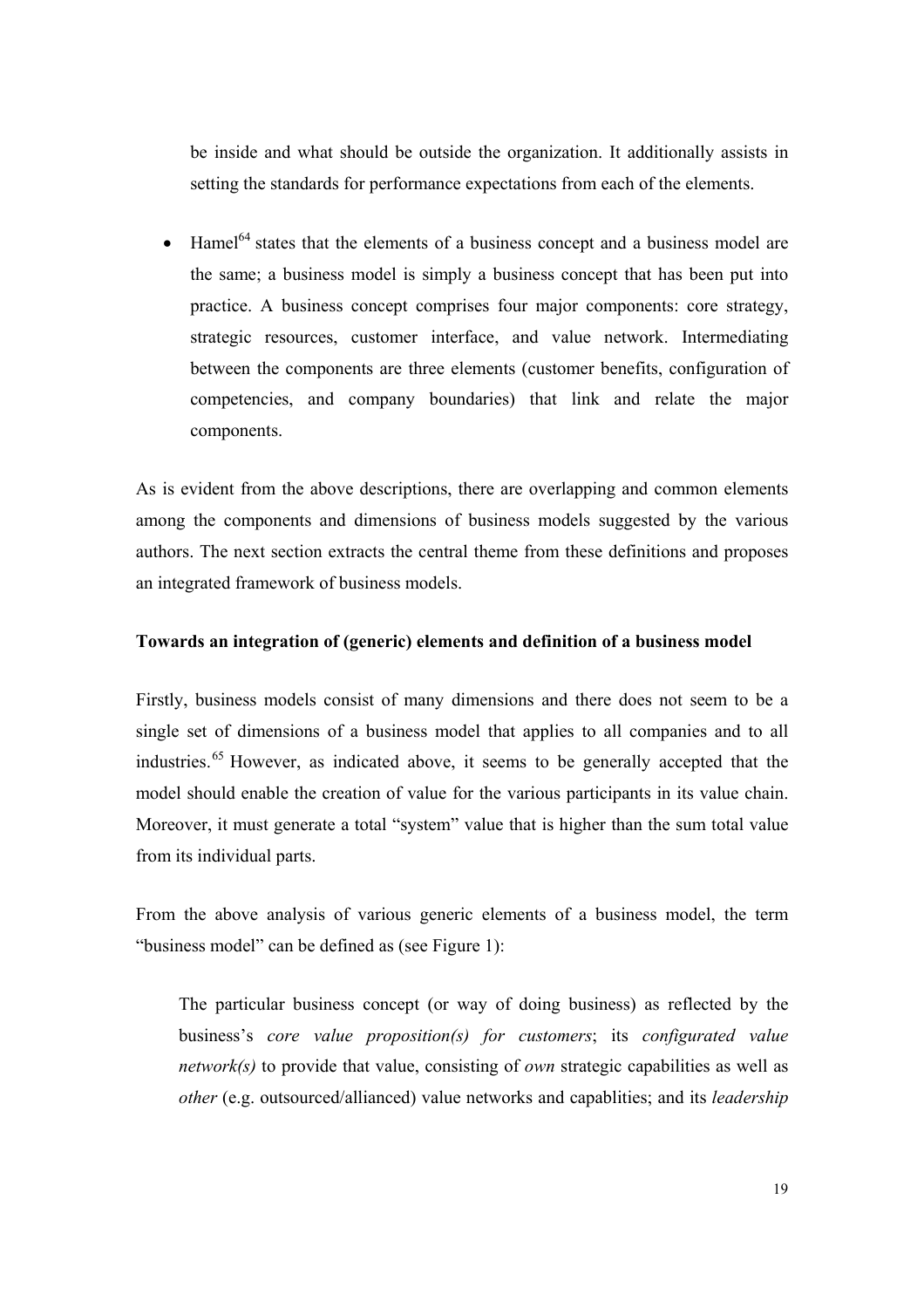be inside and what should be outside the organization. It additionally assists in setting the standards for performance expectations from each of the elements.

- Hamel[64] states that the elements of a business concept and a business model are the same; a business model is simply a business concept that has been put into practice. A business concept comprises four major components: core strategy, strategic resources, customer interface, and value network. Intermediating between the components are three elements (customer benefits, configuration of competencies, and company boundaries) that link and relate the major components.

As is evident from the above descriptions, there are overlapping and common elements among the components and dimensions of business models suggested by the various authors. The next section extracts the central theme from these definitions and proposes an integrated framework of business models.

**Towards an integration of (generic) elements and definition of a business model**

Firstly, business models consist of many dimensions and there does not seem to be a single set of dimensions of a business model that applies to all companies and to all industries.[65] However, as indicated above, it seems to be generally accepted that the model should enable the creation of value for the various participants in its value chain. Moreover, it must generate a total "system" value that is higher than the sum total value from its individual parts.

From the above analysis of various generic elements of a business model, the term "business model" can be defined as (see Figure 1):

> The particular business concept (or way of doing business) as reflected by the business's *core value proposition(s) for customers*; its *configurated value network(s)* to provide that value, consisting of *own* strategic capabilities as well as *other* (e.g. outsourced/allianced) value networks and capablities; and its *leadership*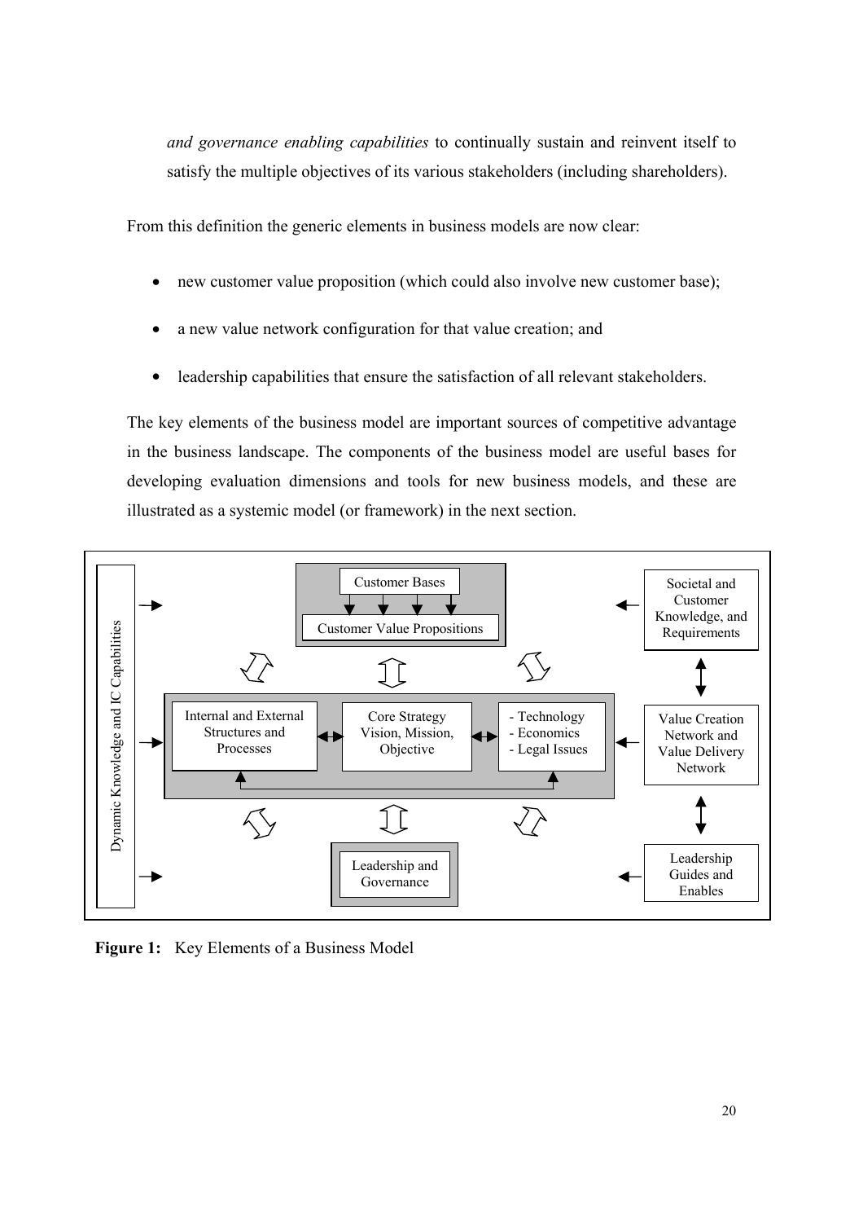*and governance enabling capabilities* to continually sustain and reinvent itself to satisfy the multiple objectives of its various stakeholders (including shareholders).

From this definition the generic elements in business models are now clear:

- new customer value proposition (which could also involve new customer base);
- a new value network configuration for that value creation; and
- leadership capabilities that ensure the satisfaction of all relevant stakeholders.

The key elements of the business model are important sources of competitive advantage in the business landscape. The components of the business model are useful bases for developing evaluation dimensions and tools for new business models, and these are illustrated as a systemic model (or framework) in the next section.

Dynamic Knowledge and IC Capabilities

Customer Bases

Customer Value Propositions

Societal and Customer Knowledge, and Requirements

Internal and External Structures and Processes

Core Strategy Vision, Mission, Objective

- Technology
- Economics
- Legal Issues

Value Creation Network and Value Delivery Network

Leadership and Governance

Leadership Guides and Enables

**Figure 1:** Key Elements of a Business Model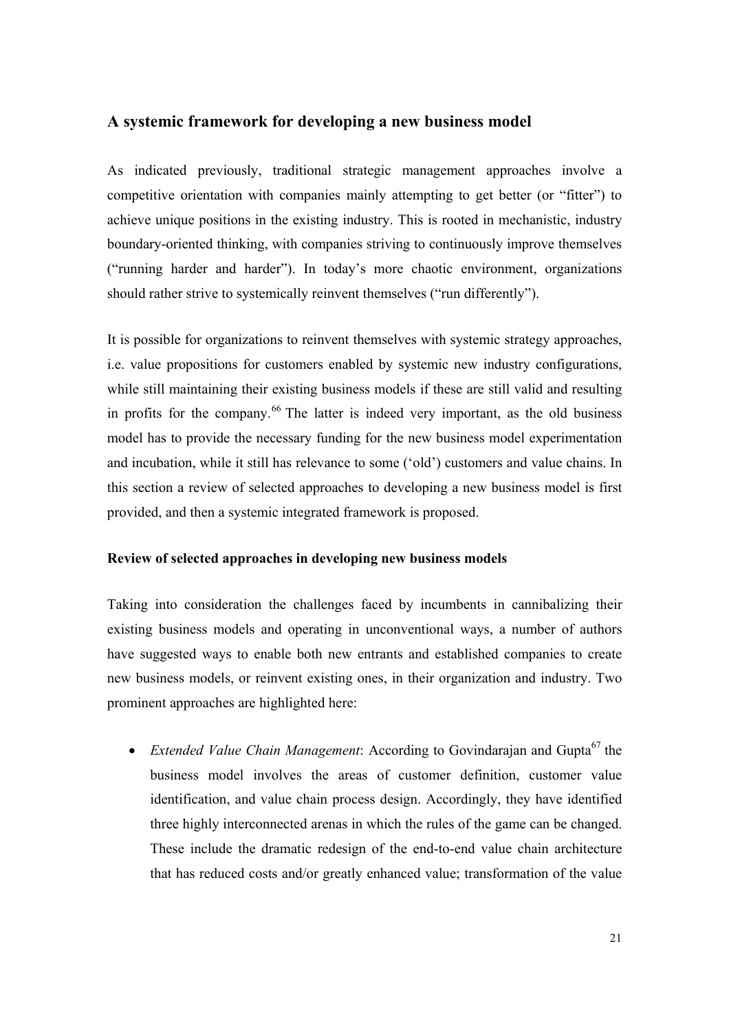## A systemic framework for developing a new business model

As indicated previously, traditional strategic management approaches involve a competitive orientation with companies mainly attempting to get better (or "fitter") to achieve unique positions in the existing industry. This is rooted in mechanistic, industry boundary-oriented thinking, with companies striving to continuously improve themselves ("running harder and harder"). In today's more chaotic environment, organizations should rather strive to systemically reinvent themselves ("run differently").

It is possible for organizations to reinvent themselves with systemic strategy approaches, i.e. value propositions for customers enabled by systemic new industry configurations, while still maintaining their existing business models if these are still valid and resulting in profits for the company.[66] The latter is indeed very important, as the old business model has to provide the necessary funding for the new business model experimentation and incubation, while it still has relevance to some ('old') customers and value chains. In this section a review of selected approaches to developing a new business model is first provided, and then a systemic integrated framework is proposed.

### Review of selected approaches in developing new business models

Taking into consideration the challenges faced by incumbents in cannibalizing their existing business models and operating in unconventional ways, a number of authors have suggested ways to enable both new entrants and established companies to create new business models, or reinvent existing ones, in their organization and industry. Two prominent approaches are highlighted here:

- *Extended Value Chain Management*: According to Govindarajan and Gupta[67] the business model involves the areas of customer definition, customer value identification, and value chain process design. Accordingly, they have identified three highly interconnected arenas in which the rules of the game can be changed. These include the dramatic redesign of the end-to-end value chain architecture that has reduced costs and/or greatly enhanced value; transformation of the value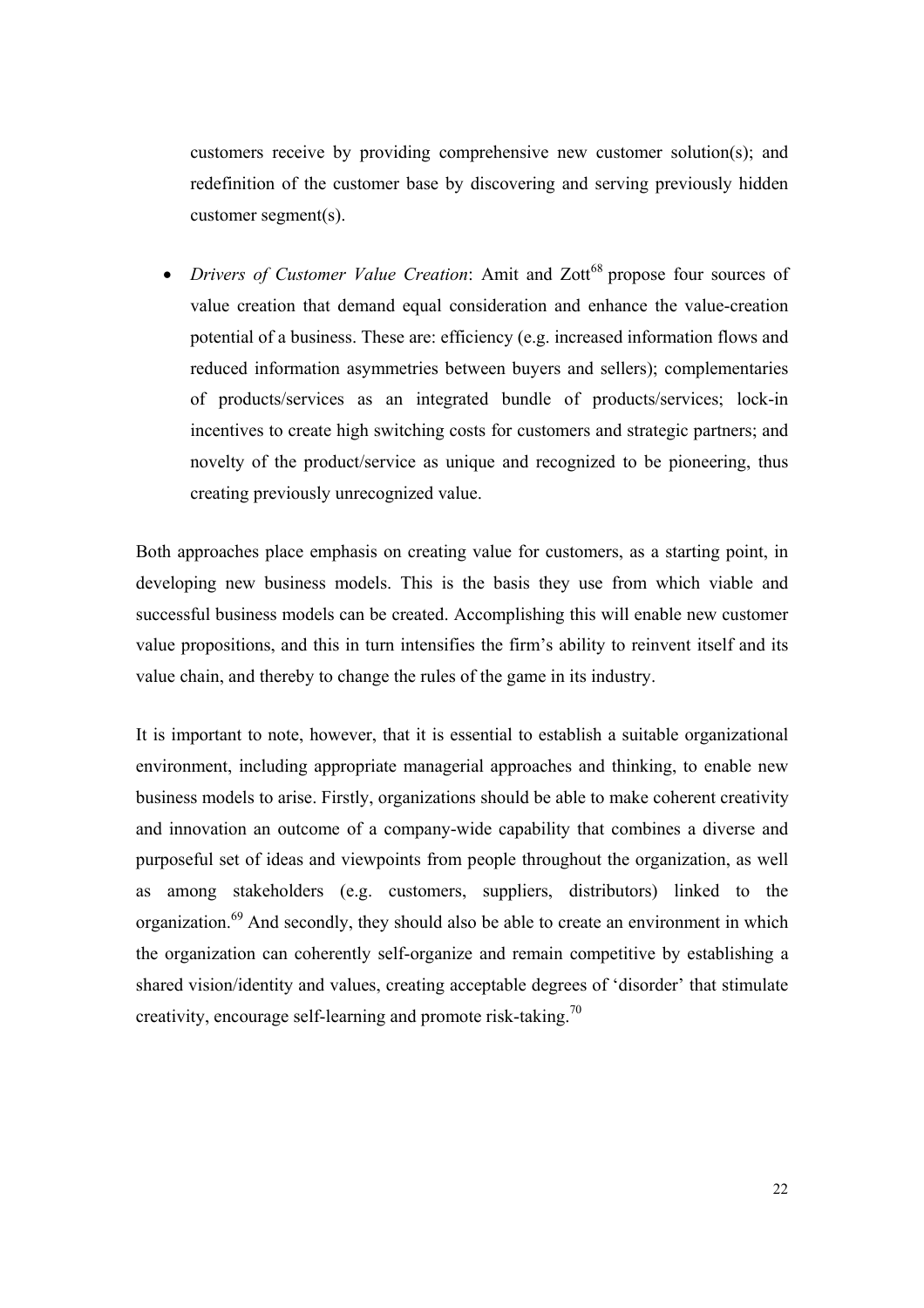customers receive by providing comprehensive new customer solution(s); and redefinition of the customer base by discovering and serving previously hidden customer segment(s).

- *Drivers of Customer Value Creation*: Amit and Zott[68] propose four sources of value creation that demand equal consideration and enhance the value-creation potential of a business. These are: efficiency (e.g. increased information flows and reduced information asymmetries between buyers and sellers); complementaries of products/services as an integrated bundle of products/services; lock-in incentives to create high switching costs for customers and strategic partners; and novelty of the product/service as unique and recognized to be pioneering, thus creating previously unrecognized value.

Both approaches place emphasis on creating value for customers, as a starting point, in developing new business models. This is the basis they use from which viable and successful business models can be created. Accomplishing this will enable new customer value propositions, and this in turn intensifies the firm's ability to reinvent itself and its value chain, and thereby to change the rules of the game in its industry.

It is important to note, however, that it is essential to establish a suitable organizational environment, including appropriate managerial approaches and thinking, to enable new business models to arise. Firstly, organizations should be able to make coherent creativity and innovation an outcome of a company-wide capability that combines a diverse and purposeful set of ideas and viewpoints from people throughout the organization, as well as among stakeholders (e.g. customers, suppliers, distributors) linked to the organization.[69] And secondly, they should also be able to create an environment in which the organization can coherently self-organize and remain competitive by establishing a shared vision/identity and values, creating acceptable degrees of 'disorder' that stimulate creativity, encourage self-learning and promote risk-taking.[70]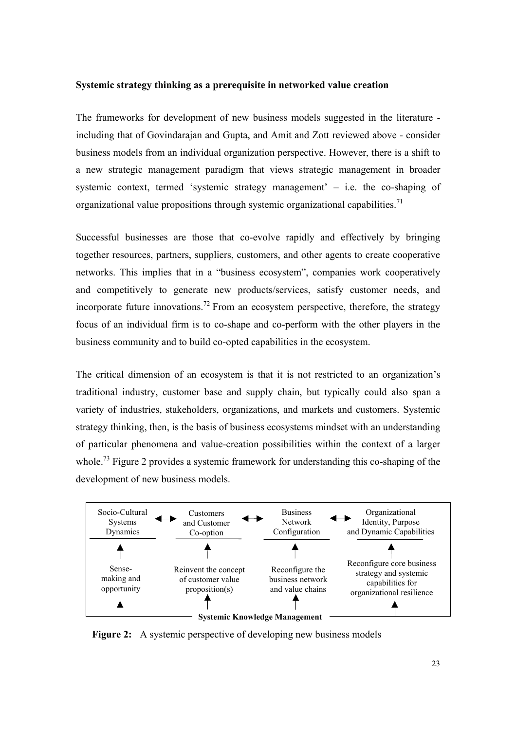**Systemic strategy thinking as a prerequisite in networked value creation**

The frameworks for development of new business models suggested in the literature - including that of Govindarajan and Gupta, and Amit and Zott reviewed above - consider business models from an individual organization perspective. However, there is a shift to a new strategic management paradigm that views strategic management in broader systemic context, termed 'systemic strategy management' – i.e. the co-shaping of organizational value propositions through systemic organizational capabilities.[71]

Successful businesses are those that co-evolve rapidly and effectively by bringing together resources, partners, suppliers, customers, and other agents to create cooperative networks. This implies that in a "business ecosystem", companies work cooperatively and competitively to generate new products/services, satisfy customer needs, and incorporate future innovations.[72] From an ecosystem perspective, therefore, the strategy focus of an individual firm is to co-shape and co-perform with the other players in the business community and to build co-opted capabilities in the ecosystem.

The critical dimension of an ecosystem is that it is not restricted to an organization's traditional industry, customer base and supply chain, but typically could also span a variety of industries, stakeholders, organizations, and markets and customers. Systemic strategy thinking, then, is the basis of business ecosystems mindset with an understanding of particular phenomena and value-creation possibilities within the context of a larger whole.[73] Figure 2 provides a systemic framework for understanding this co-shaping of the development of new business models.

| Socio-Cultural Systems Dynamics | ↔ Customers and Customer Co-option | ↔ Business Network Configuration | ↔ Organizational Identity, Purpose and Dynamic Capabilities |
|---|---|---|---|
| ↑ | ↑ | ↑ | ↑ |
| Sense-making and opportunity | Reinvent the concept of customer value proposition(s) | Reconfigure the business network and value chains | Reconfigure core business strategy and systemic capabilities for organizational resilience |
| ↑ | ↑ | ↑ | ↑ |
| **Systemic Knowledge Management** | | | |

**Figure 2:** A systemic perspective of developing new business models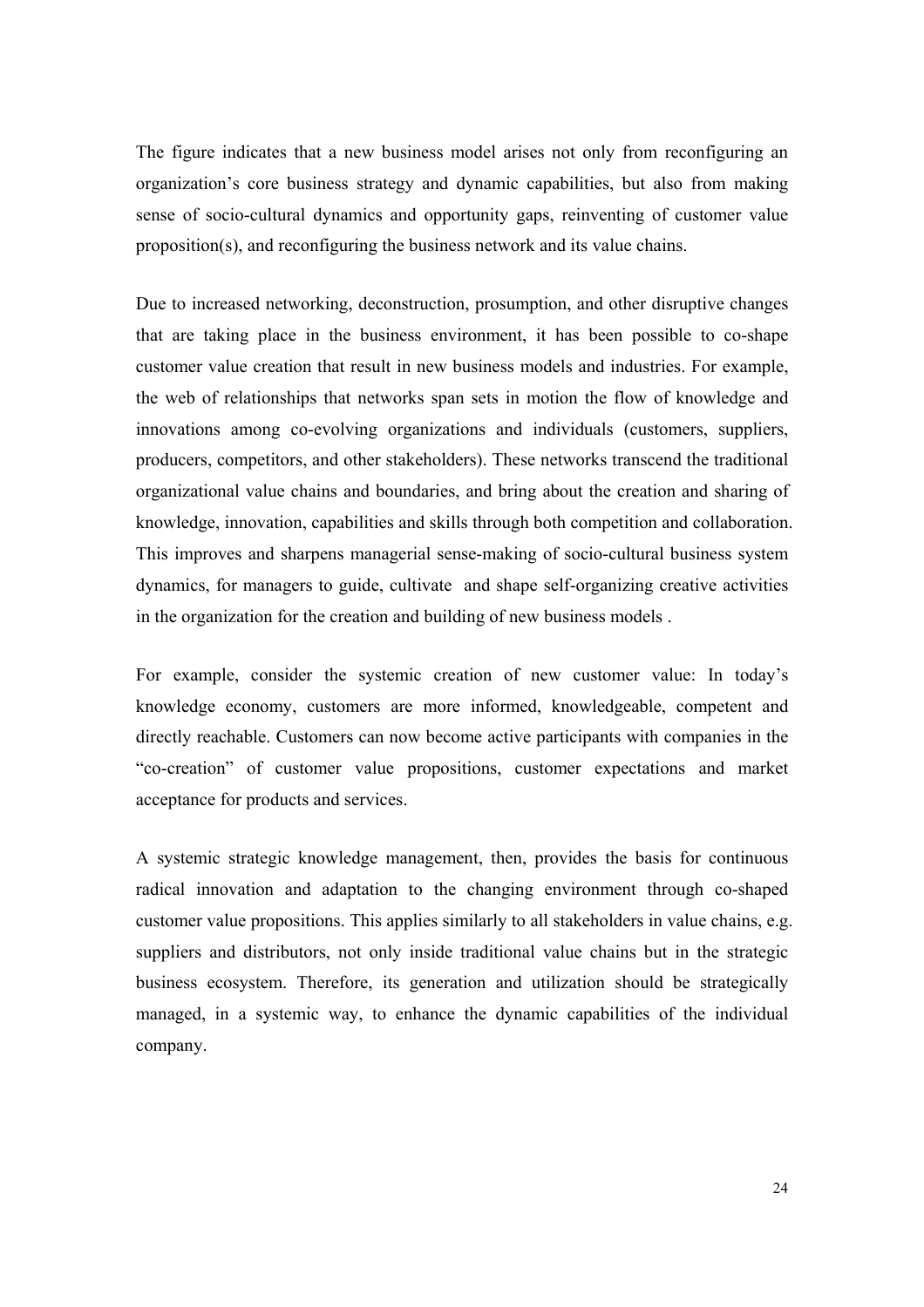The figure indicates that a new business model arises not only from reconfiguring an organization's core business strategy and dynamic capabilities, but also from making sense of socio-cultural dynamics and opportunity gaps, reinventing of customer value proposition(s), and reconfiguring the business network and its value chains.

Due to increased networking, deconstruction, prosumption, and other disruptive changes that are taking place in the business environment, it has been possible to co-shape customer value creation that result in new business models and industries. For example, the web of relationships that networks span sets in motion the flow of knowledge and innovations among co-evolving organizations and individuals (customers, suppliers, producers, competitors, and other stakeholders). These networks transcend the traditional organizational value chains and boundaries, and bring about the creation and sharing of knowledge, innovation, capabilities and skills through both competition and collaboration. This improves and sharpens managerial sense-making of socio-cultural business system dynamics, for managers to guide, cultivate and shape self-organizing creative activities in the organization for the creation and building of new business models .

For example, consider the systemic creation of new customer value: In today's knowledge economy, customers are more informed, knowledgeable, competent and directly reachable. Customers can now become active participants with companies in the "co-creation" of customer value propositions, customer expectations and market acceptance for products and services.

A systemic strategic knowledge management, then, provides the basis for continuous radical innovation and adaptation to the changing environment through co-shaped customer value propositions. This applies similarly to all stakeholders in value chains, e.g. suppliers and distributors, not only inside traditional value chains but in the strategic business ecosystem. Therefore, its generation and utilization should be strategically managed, in a systemic way, to enhance the dynamic capabilities of the individual company.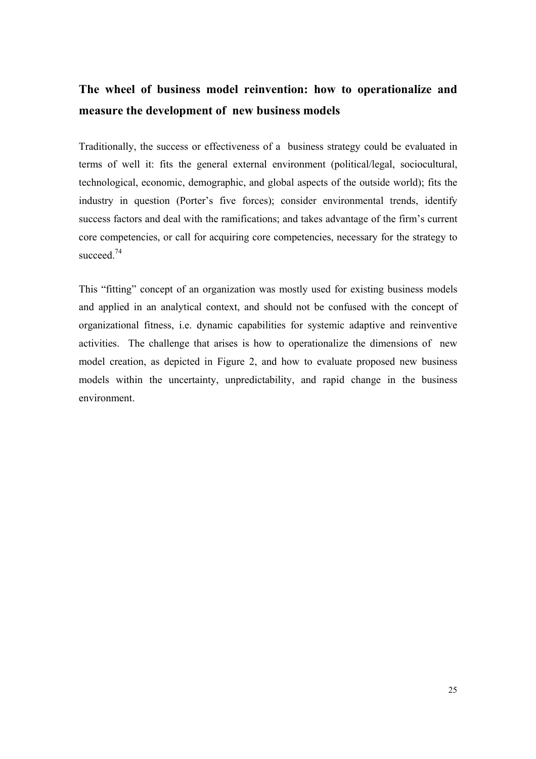## The wheel of business model reinvention: how to operationalize and measure the development of new business models

Traditionally, the success or effectiveness of a business strategy could be evaluated in terms of well it: fits the general external environment (political/legal, sociocultural, technological, economic, demographic, and global aspects of the outside world); fits the industry in question (Porter's five forces); consider environmental trends, identify success factors and deal with the ramifications; and takes advantage of the firm's current core competencies, or call for acquiring core competencies, necessary for the strategy to succeed.[74]

This "fitting" concept of an organization was mostly used for existing business models and applied in an analytical context, and should not be confused with the concept of organizational fitness, i.e. dynamic capabilities for systemic adaptive and reinventive activities. The challenge that arises is how to operationalize the dimensions of new model creation, as depicted in Figure 2, and how to evaluate proposed new business models within the uncertainty, unpredictability, and rapid change in the business environment.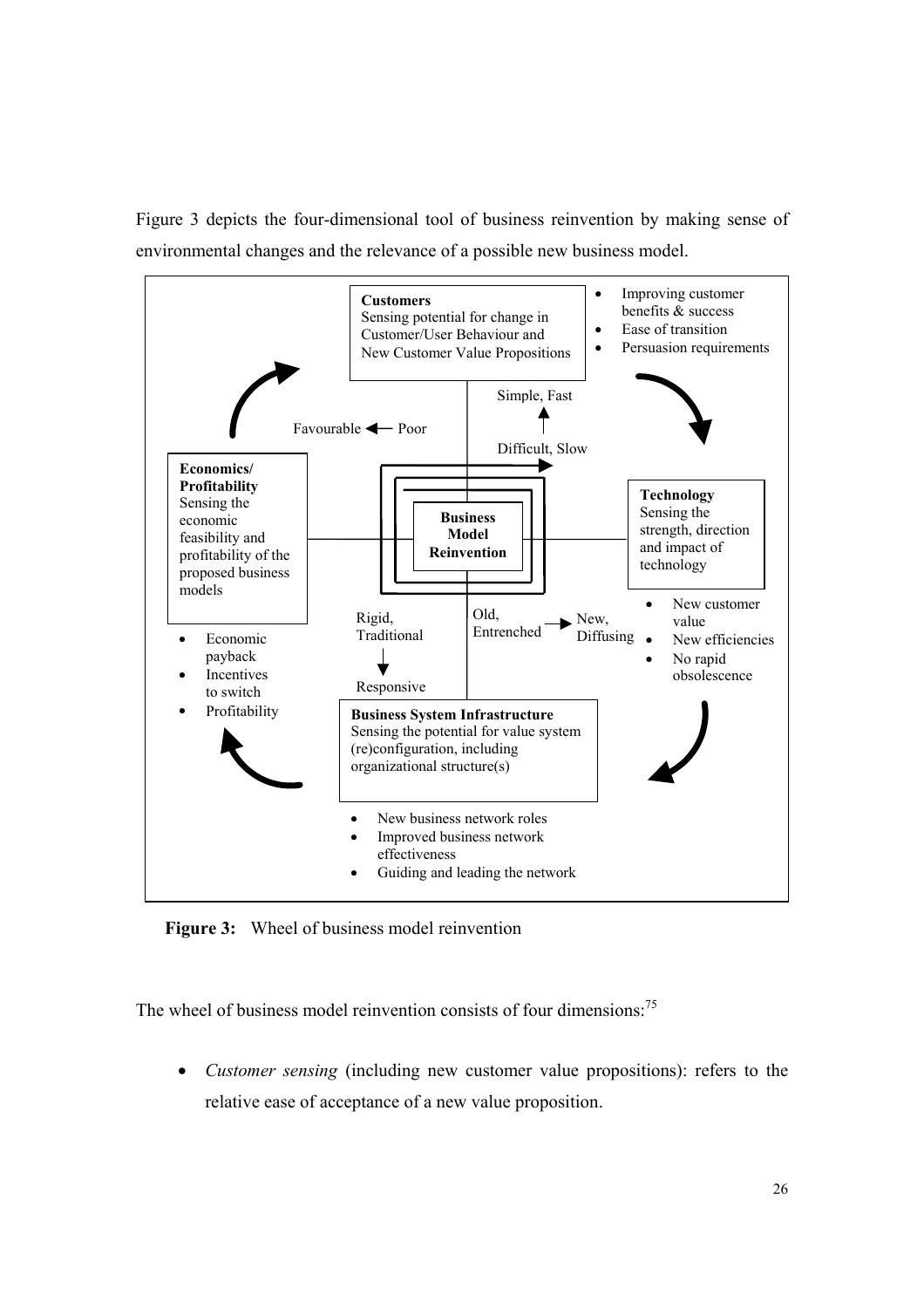Figure 3 depicts the four-dimensional tool of business reinvention by making sense of environmental changes and the relevance of a possible new business model.

**Customers**
Sensing potential for change in Customer/User Behaviour and New Customer Value Propositions

- Improving customer benefits & success
- Ease of transition
- Persuasion requirements

Simple, Fast ↑ Difficult, Slow

Favourable ← Poor

**Economics/ Profitability**
Sensing the economic feasibility and profitability of the proposed business models

- Economic payback
- Incentives to switch
- Profitability

**Business Model Reinvention**

**Technology**
Sensing the strength, direction and impact of technology

- New customer value
- New efficiencies
- No rapid obsolescence

Rigid, Traditional ↓ Responsive

Old, Entrenched → New, Diffusing

**Business System Infrastructure**
Sensing the potential for value system (re)configuration, including organizational structure(s)

- New business network roles
- Improved business network effectiveness
- Guiding and leading the network

**Figure 3:** Wheel of business model reinvention

The wheel of business model reinvention consists of four dimensions:[75]

- *Customer sensing* (including new customer value propositions): refers to the relative ease of acceptance of a new value proposition.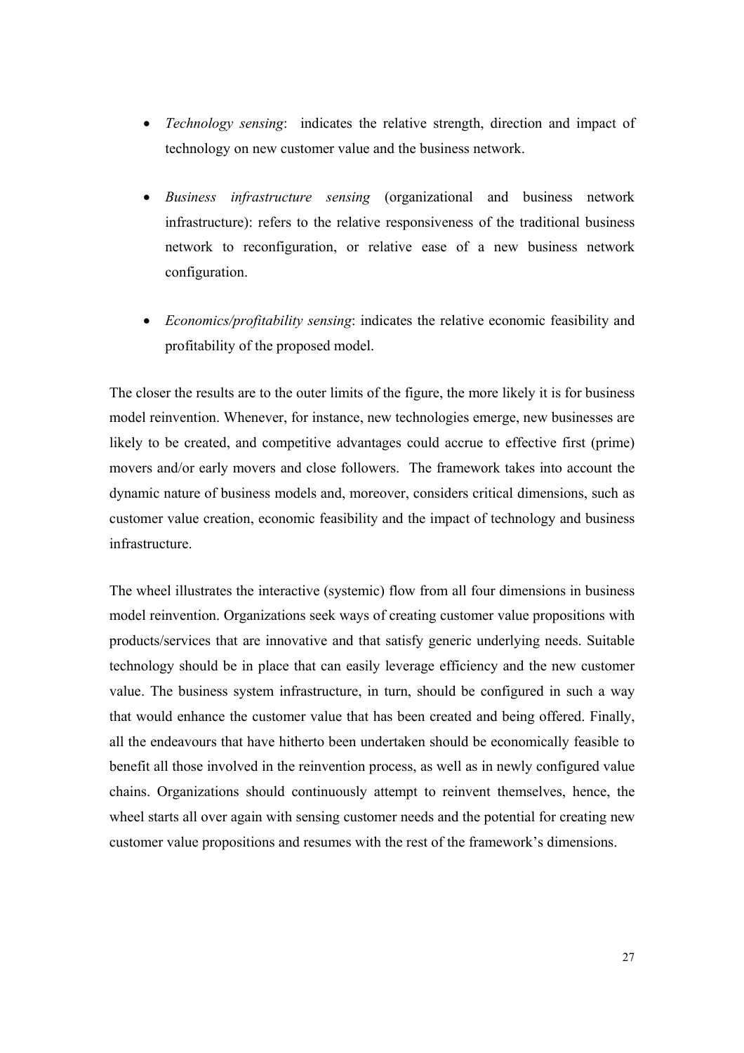- *Technology sensing*: indicates the relative strength, direction and impact of technology on new customer value and the business network.
- *Business infrastructure sensing* (organizational and business network infrastructure): refers to the relative responsiveness of the traditional business network to reconfiguration, or relative ease of a new business network configuration.
- *Economics/profitability sensing*: indicates the relative economic feasibility and profitability of the proposed model.

The closer the results are to the outer limits of the figure, the more likely it is for business model reinvention. Whenever, for instance, new technologies emerge, new businesses are likely to be created, and competitive advantages could accrue to effective first (prime) movers and/or early movers and close followers. The framework takes into account the dynamic nature of business models and, moreover, considers critical dimensions, such as customer value creation, economic feasibility and the impact of technology and business infrastructure.

The wheel illustrates the interactive (systemic) flow from all four dimensions in business model reinvention. Organizations seek ways of creating customer value propositions with products/services that are innovative and that satisfy generic underlying needs. Suitable technology should be in place that can easily leverage efficiency and the new customer value. The business system infrastructure, in turn, should be configured in such a way that would enhance the customer value that has been created and being offered. Finally, all the endeavours that have hitherto been undertaken should be economically feasible to benefit all those involved in the reinvention process, as well as in newly configured value chains. Organizations should continuously attempt to reinvent themselves, hence, the wheel starts all over again with sensing customer needs and the potential for creating new customer value propositions and resumes with the rest of the framework's dimensions.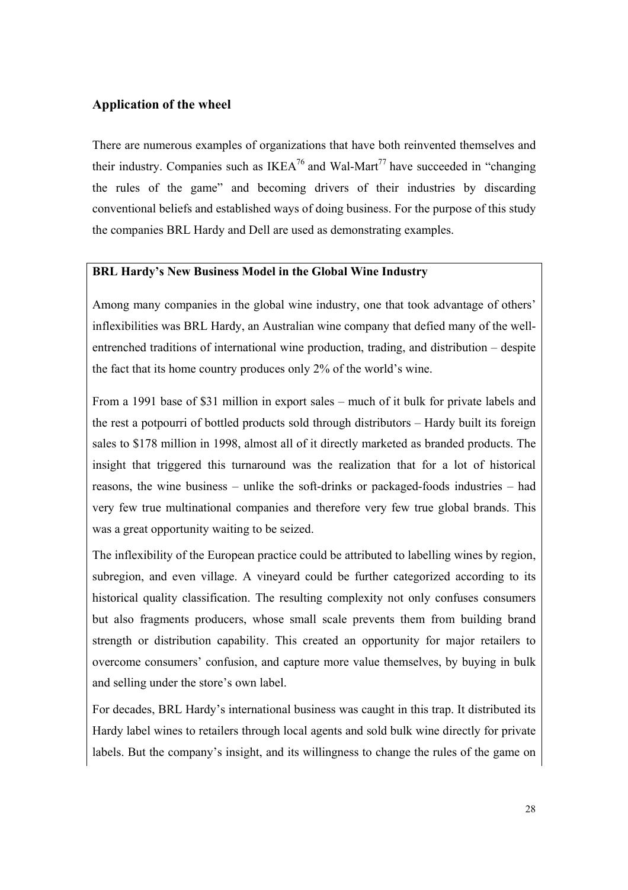## Application of the wheel

There are numerous examples of organizations that have both reinvented themselves and their industry. Companies such as IKEA[76] and Wal-Mart[77] have succeeded in "changing the rules of the game" and becoming drivers of their industries by discarding conventional beliefs and established ways of doing business. For the purpose of this study the companies BRL Hardy and Dell are used as demonstrating examples.

**BRL Hardy's New Business Model in the Global Wine Industry**

Among many companies in the global wine industry, one that took advantage of others' inflexibilities was BRL Hardy, an Australian wine company that defied many of the well-entrenched traditions of international wine production, trading, and distribution – despite the fact that its home country produces only 2% of the world's wine.

From a 1991 base of $31 million in export sales – much of it bulk for private labels and the rest a potpourri of bottled products sold through distributors – Hardy built its foreign sales to $178 million in 1998, almost all of it directly marketed as branded products. The insight that triggered this turnaround was the realization that for a lot of historical reasons, the wine business – unlike the soft-drinks or packaged-foods industries – had very few true multinational companies and therefore very few true global brands. This was a great opportunity waiting to be seized.

The inflexibility of the European practice could be attributed to labelling wines by region, subregion, and even village. A vineyard could be further categorized according to its historical quality classification. The resulting complexity not only confuses consumers but also fragments producers, whose small scale prevents them from building brand strength or distribution capability. This created an opportunity for major retailers to overcome consumers' confusion, and capture more value themselves, by buying in bulk and selling under the store's own label.

For decades, BRL Hardy's international business was caught in this trap. It distributed its Hardy label wines to retailers through local agents and sold bulk wine directly for private labels. But the company's insight, and its willingness to change the rules of the game on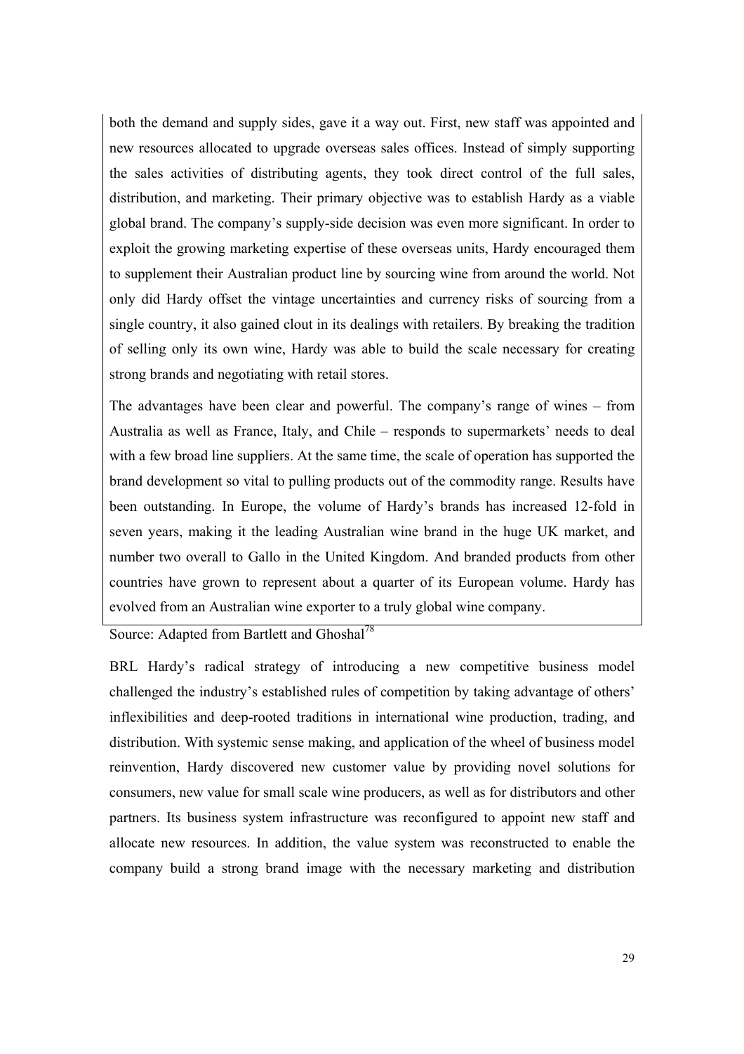both the demand and supply sides, gave it a way out. First, new staff was appointed and new resources allocated to upgrade overseas sales offices. Instead of simply supporting the sales activities of distributing agents, they took direct control of the full sales, distribution, and marketing. Their primary objective was to establish Hardy as a viable global brand. The company's supply-side decision was even more significant. In order to exploit the growing marketing expertise of these overseas units, Hardy encouraged them to supplement their Australian product line by sourcing wine from around the world. Not only did Hardy offset the vintage uncertainties and currency risks of sourcing from a single country, it also gained clout in its dealings with retailers. By breaking the tradition of selling only its own wine, Hardy was able to build the scale necessary for creating strong brands and negotiating with retail stores.

The advantages have been clear and powerful. The company's range of wines – from Australia as well as France, Italy, and Chile – responds to supermarkets' needs to deal with a few broad line suppliers. At the same time, the scale of operation has supported the brand development so vital to pulling products out of the commodity range. Results have been outstanding. In Europe, the volume of Hardy's brands has increased 12-fold in seven years, making it the leading Australian wine brand in the huge UK market, and number two overall to Gallo in the United Kingdom. And branded products from other countries have grown to represent about a quarter of its European volume. Hardy has evolved from an Australian wine exporter to a truly global wine company.

Source: Adapted from Bartlett and Ghoshal[78]

BRL Hardy's radical strategy of introducing a new competitive business model challenged the industry's established rules of competition by taking advantage of others' inflexibilities and deep-rooted traditions in international wine production, trading, and distribution. With systemic sense making, and application of the wheel of business model reinvention, Hardy discovered new customer value by providing novel solutions for consumers, new value for small scale wine producers, as well as for distributors and other partners. Its business system infrastructure was reconfigured to appoint new staff and allocate new resources. In addition, the value system was reconstructed to enable the company build a strong brand image with the necessary marketing and distribution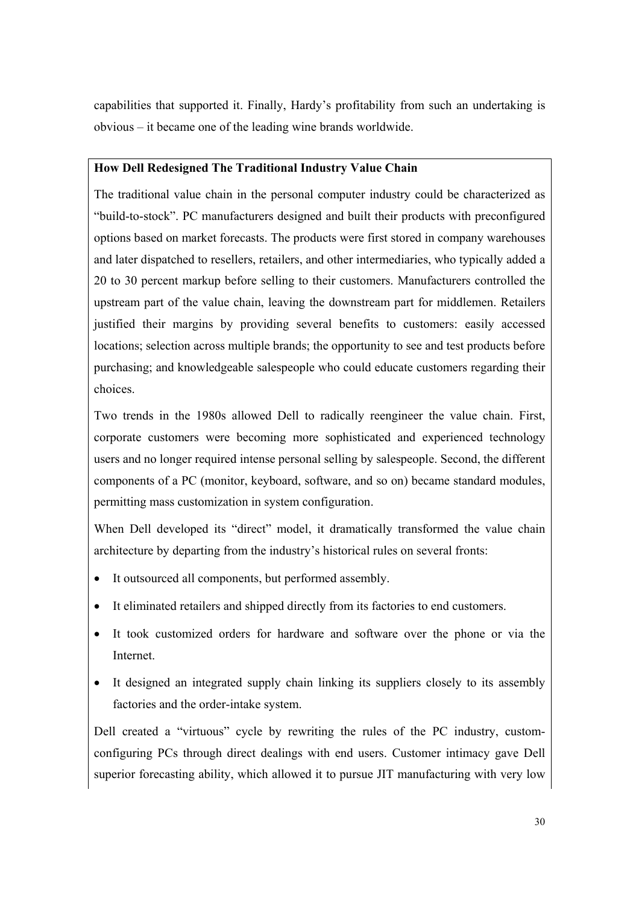capabilities that supported it. Finally, Hardy's profitability from such an undertaking is obvious – it became one of the leading wine brands worldwide.

**How Dell Redesigned The Traditional Industry Value Chain**

The traditional value chain in the personal computer industry could be characterized as "build-to-stock". PC manufacturers designed and built their products with preconfigured options based on market forecasts. The products were first stored in company warehouses and later dispatched to resellers, retailers, and other intermediaries, who typically added a 20 to 30 percent markup before selling to their customers. Manufacturers controlled the upstream part of the value chain, leaving the downstream part for middlemen. Retailers justified their margins by providing several benefits to customers: easily accessed locations; selection across multiple brands; the opportunity to see and test products before purchasing; and knowledgeable salespeople who could educate customers regarding their choices.

Two trends in the 1980s allowed Dell to radically reengineer the value chain. First, corporate customers were becoming more sophisticated and experienced technology users and no longer required intense personal selling by salespeople. Second, the different components of a PC (monitor, keyboard, software, and so on) became standard modules, permitting mass customization in system configuration.

When Dell developed its "direct" model, it dramatically transformed the value chain architecture by departing from the industry's historical rules on several fronts:

- It outsourced all components, but performed assembly.
- It eliminated retailers and shipped directly from its factories to end customers.
- It took customized orders for hardware and software over the phone or via the Internet.
- It designed an integrated supply chain linking its suppliers closely to its assembly factories and the order-intake system.

Dell created a "virtuous" cycle by rewriting the rules of the PC industry, custom-configuring PCs through direct dealings with end users. Customer intimacy gave Dell superior forecasting ability, which allowed it to pursue JIT manufacturing with very low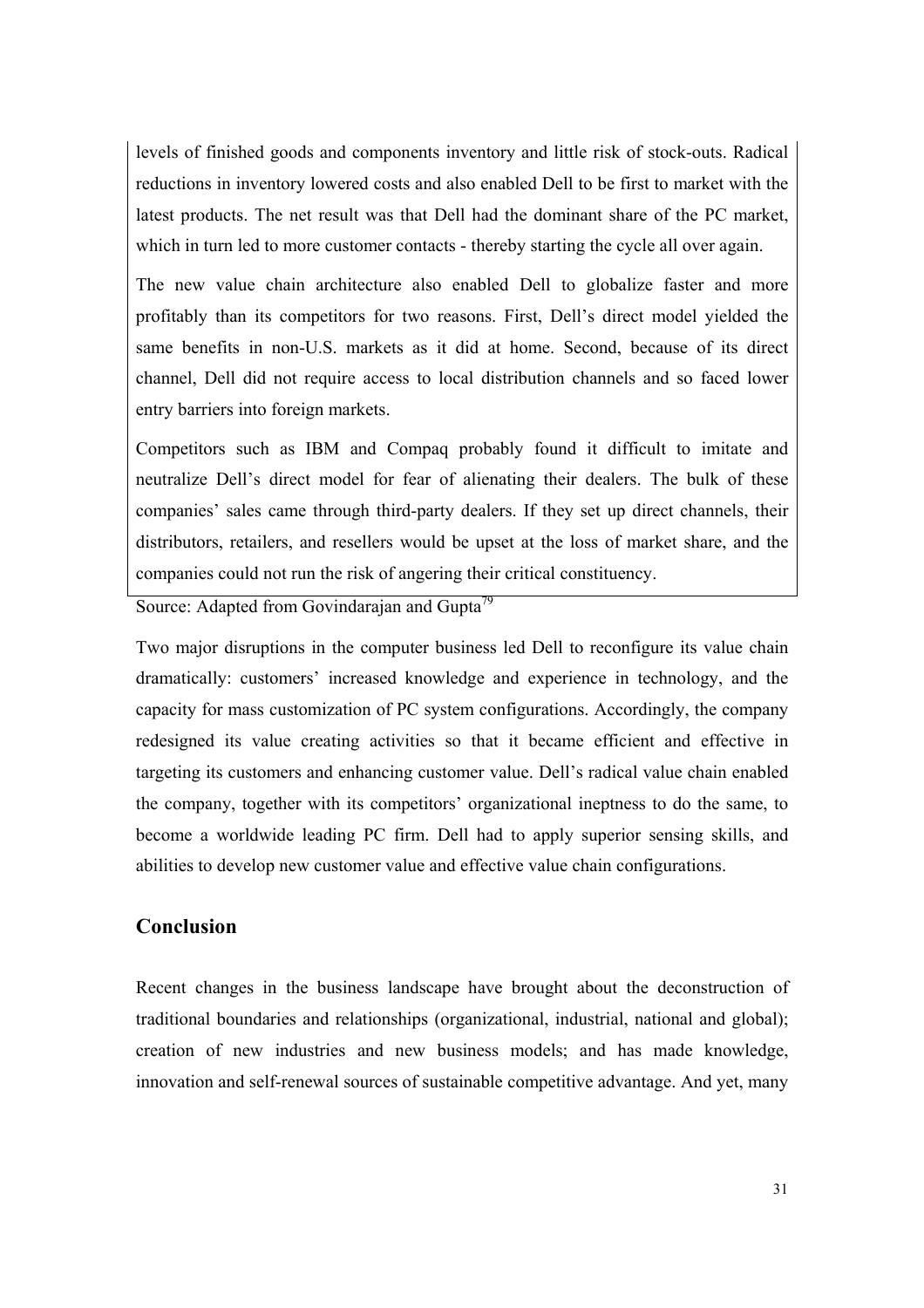levels of finished goods and components inventory and little risk of stock-outs. Radical reductions in inventory lowered costs and also enabled Dell to be first to market with the latest products. The net result was that Dell had the dominant share of the PC market, which in turn led to more customer contacts - thereby starting the cycle all over again.

The new value chain architecture also enabled Dell to globalize faster and more profitably than its competitors for two reasons. First, Dell's direct model yielded the same benefits in non-U.S. markets as it did at home. Second, because of its direct channel, Dell did not require access to local distribution channels and so faced lower entry barriers into foreign markets.

Competitors such as IBM and Compaq probably found it difficult to imitate and neutralize Dell's direct model for fear of alienating their dealers. The bulk of these companies' sales came through third-party dealers. If they set up direct channels, their distributors, retailers, and resellers would be upset at the loss of market share, and the companies could not run the risk of angering their critical constituency.

Source: Adapted from Govindarajan and Gupta[79]

Two major disruptions in the computer business led Dell to reconfigure its value chain dramatically: customers' increased knowledge and experience in technology, and the capacity for mass customization of PC system configurations. Accordingly, the company redesigned its value creating activities so that it became efficient and effective in targeting its customers and enhancing customer value. Dell's radical value chain enabled the company, together with its competitors' organizational ineptness to do the same, to become a worldwide leading PC firm. Dell had to apply superior sensing skills, and abilities to develop new customer value and effective value chain configurations.

## Conclusion

Recent changes in the business landscape have brought about the deconstruction of traditional boundaries and relationships (organizational, industrial, national and global); creation of new industries and new business models; and has made knowledge, innovation and self-renewal sources of sustainable competitive advantage. And yet, many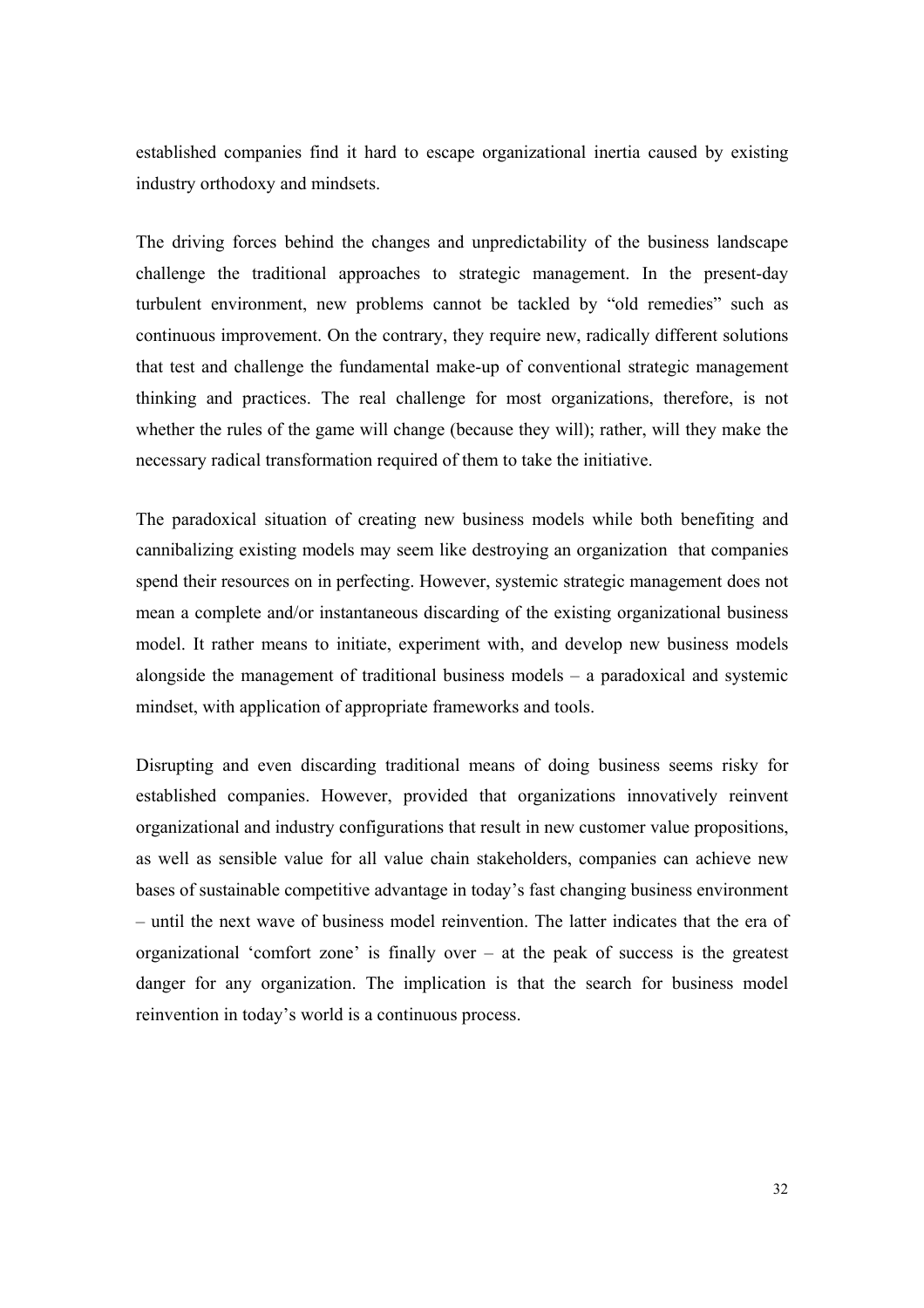established companies find it hard to escape organizational inertia caused by existing industry orthodoxy and mindsets.

The driving forces behind the changes and unpredictability of the business landscape challenge the traditional approaches to strategic management. In the present-day turbulent environment, new problems cannot be tackled by "old remedies" such as continuous improvement. On the contrary, they require new, radically different solutions that test and challenge the fundamental make-up of conventional strategic management thinking and practices. The real challenge for most organizations, therefore, is not whether the rules of the game will change (because they will); rather, will they make the necessary radical transformation required of them to take the initiative.

The paradoxical situation of creating new business models while both benefiting and cannibalizing existing models may seem like destroying an organization that companies spend their resources on in perfecting. However, systemic strategic management does not mean a complete and/or instantaneous discarding of the existing organizational business model. It rather means to initiate, experiment with, and develop new business models alongside the management of traditional business models – a paradoxical and systemic mindset, with application of appropriate frameworks and tools.

Disrupting and even discarding traditional means of doing business seems risky for established companies. However, provided that organizations innovatively reinvent organizational and industry configurations that result in new customer value propositions, as well as sensible value for all value chain stakeholders, companies can achieve new bases of sustainable competitive advantage in today's fast changing business environment – until the next wave of business model reinvention. The latter indicates that the era of organizational 'comfort zone' is finally over – at the peak of success is the greatest danger for any organization. The implication is that the search for business model reinvention in today's world is a continuous process.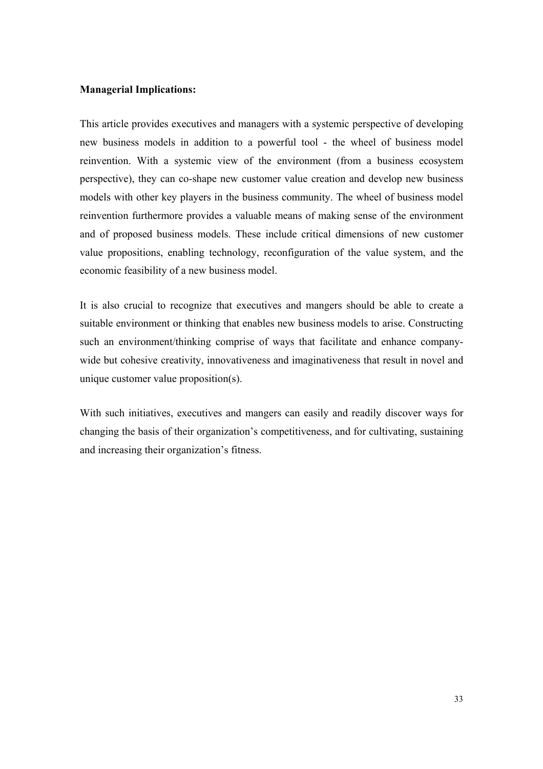**Managerial Implications:**

This article provides executives and managers with a systemic perspective of developing new business models in addition to a powerful tool - the wheel of business model reinvention. With a systemic view of the environment (from a business ecosystem perspective), they can co-shape new customer value creation and develop new business models with other key players in the business community. The wheel of business model reinvention furthermore provides a valuable means of making sense of the environment and of proposed business models. These include critical dimensions of new customer value propositions, enabling technology, reconfiguration of the value system, and the economic feasibility of a new business model.

It is also crucial to recognize that executives and mangers should be able to create a suitable environment or thinking that enables new business models to arise. Constructing such an environment/thinking comprise of ways that facilitate and enhance company-wide but cohesive creativity, innovativeness and imaginativeness that result in novel and unique customer value proposition(s).

With such initiatives, executives and mangers can easily and readily discover ways for changing the basis of their organization's competitiveness, and for cultivating, sustaining and increasing their organization's fitness.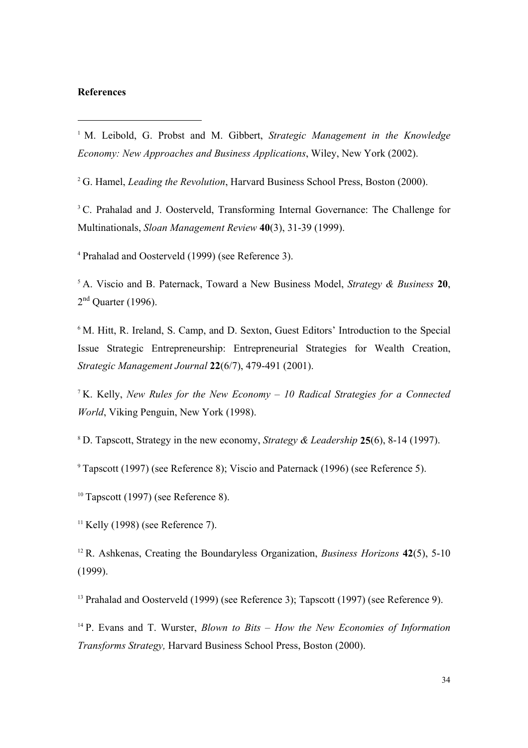**References**

[1] M. Leibold, G. Probst and M. Gibbert, *Strategic Management in the Knowledge Economy: New Approaches and Business Applications*, Wiley, New York (2002).

[2] G. Hamel, *Leading the Revolution*, Harvard Business School Press, Boston (2000).

[3] C. Prahalad and J. Oosterveld, Transforming Internal Governance: The Challenge for Multinationals, *Sloan Management Review* **40**(3), 31-39 (1999).

[4] Prahalad and Oosterveld (1999) (see Reference 3).

[5] A. Viscio and B. Paternack, Toward a New Business Model, *Strategy & Business* **20**, 2nd Quarter (1996).

[6] M. Hitt, R. Ireland, S. Camp, and D. Sexton, Guest Editors' Introduction to the Special Issue Strategic Entrepreneurship: Entrepreneurial Strategies for Wealth Creation, *Strategic Management Journal* **22**(6/7), 479-491 (2001).

[7] K. Kelly, *New Rules for the New Economy – 10 Radical Strategies for a Connected World*, Viking Penguin, New York (1998).

[8] D. Tapscott, Strategy in the new economy, *Strategy & Leadership* **25**(6), 8-14 (1997).

[9] Tapscott (1997) (see Reference 8); Viscio and Paternack (1996) (see Reference 5).

[10] Tapscott (1997) (see Reference 8).

[11] Kelly (1998) (see Reference 7).

[12] R. Ashkenas, Creating the Boundaryless Organization, *Business Horizons* **42**(5), 5-10 (1999).

[13] Prahalad and Oosterveld (1999) (see Reference 3); Tapscott (1997) (see Reference 9).

[14] P. Evans and T. Wurster, *Blown to Bits – How the New Economies of Information Transforms Strategy,* Harvard Business School Press, Boston (2000).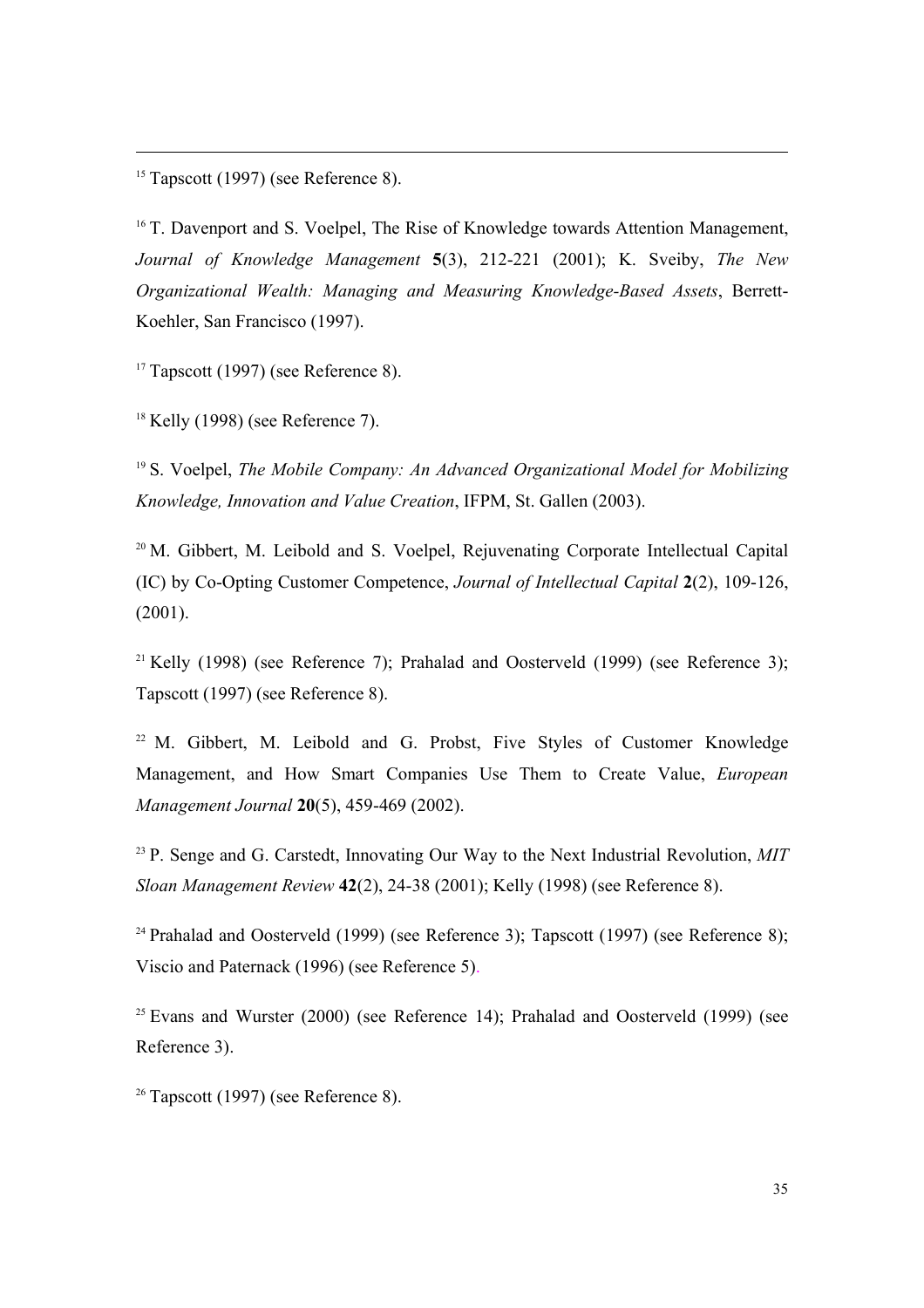[15] Tapscott (1997) (see Reference 8).

[16] T. Davenport and S. Voelpel, The Rise of Knowledge towards Attention Management, *Journal of Knowledge Management* **5**(3), 212-221 (2001); K. Sveiby, *The New Organizational Wealth: Managing and Measuring Knowledge-Based Assets*, Berrett-Koehler, San Francisco (1997).

[17] Tapscott (1997) (see Reference 8).

[18] Kelly (1998) (see Reference 7).

[19] S. Voelpel, *The Mobile Company: An Advanced Organizational Model for Mobilizing Knowledge, Innovation and Value Creation*, IFPM, St. Gallen (2003).

[20] M. Gibbert, M. Leibold and S. Voelpel, Rejuvenating Corporate Intellectual Capital (IC) by Co-Opting Customer Competence, *Journal of Intellectual Capital* **2**(2), 109-126, (2001).

[21] Kelly (1998) (see Reference 7); Prahalad and Oosterveld (1999) (see Reference 3); Tapscott (1997) (see Reference 8).

[22] M. Gibbert, M. Leibold and G. Probst, Five Styles of Customer Knowledge Management, and How Smart Companies Use Them to Create Value, *European Management Journal* **20**(5), 459-469 (2002).

[23] P. Senge and G. Carstedt, Innovating Our Way to the Next Industrial Revolution, *MIT Sloan Management Review* **42**(2), 24-38 (2001); Kelly (1998) (see Reference 8).

[24] Prahalad and Oosterveld (1999) (see Reference 3); Tapscott (1997) (see Reference 8); Viscio and Paternack (1996) (see Reference 5).

[25] Evans and Wurster (2000) (see Reference 14); Prahalad and Oosterveld (1999) (see Reference 3).

[26] Tapscott (1997) (see Reference 8).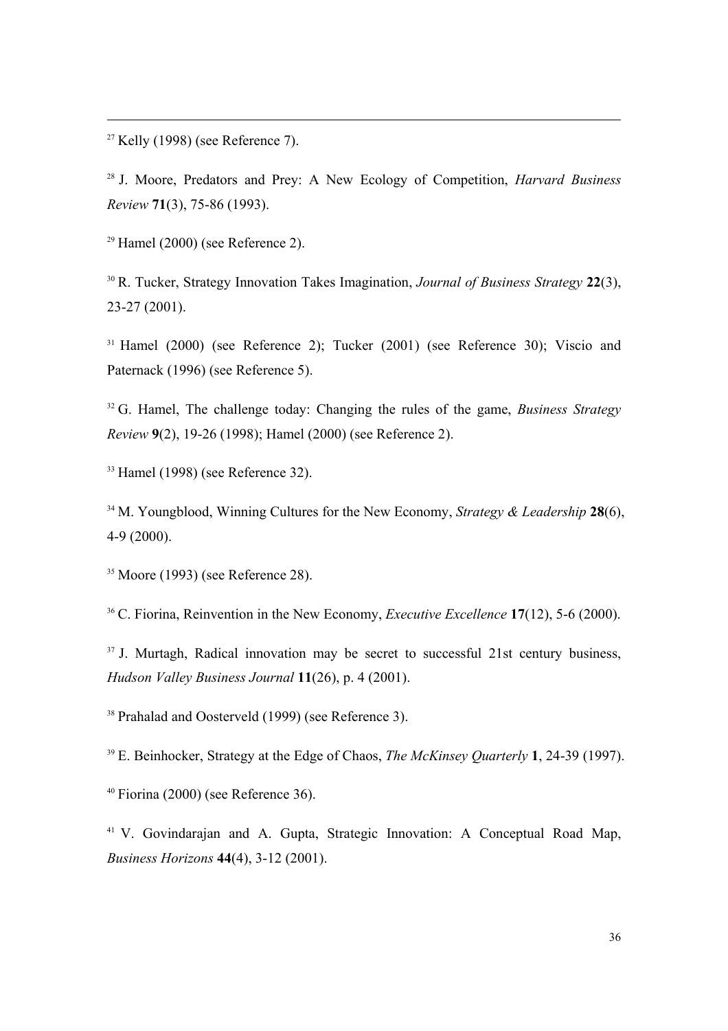[27] Kelly (1998) (see Reference 7).

[28] J. Moore, Predators and Prey: A New Ecology of Competition, *Harvard Business Review* **71**(3), 75-86 (1993).

[29] Hamel (2000) (see Reference 2).

[30] R. Tucker, Strategy Innovation Takes Imagination, *Journal of Business Strategy* **22**(3), 23-27 (2001).

[31] Hamel (2000) (see Reference 2); Tucker (2001) (see Reference 30); Viscio and Paternack (1996) (see Reference 5).

[32] G. Hamel, The challenge today: Changing the rules of the game, *Business Strategy Review* **9**(2), 19-26 (1998); Hamel (2000) (see Reference 2).

[33] Hamel (1998) (see Reference 32).

[34] M. Youngblood, Winning Cultures for the New Economy, *Strategy & Leadership* **28**(6), 4-9 (2000).

[35] Moore (1993) (see Reference 28).

[36] C. Fiorina, Reinvention in the New Economy, *Executive Excellence* **17**(12), 5-6 (2000).

[37] J. Murtagh, Radical innovation may be secret to successful 21st century business, *Hudson Valley Business Journal* **11**(26), p. 4 (2001).

[38] Prahalad and Oosterveld (1999) (see Reference 3).

[39] E. Beinhocker, Strategy at the Edge of Chaos, *The McKinsey Quarterly* **1**, 24-39 (1997).

[40] Fiorina (2000) (see Reference 36).

[41] V. Govindarajan and A. Gupta, Strategic Innovation: A Conceptual Road Map, *Business Horizons* **44**(4), 3-12 (2001).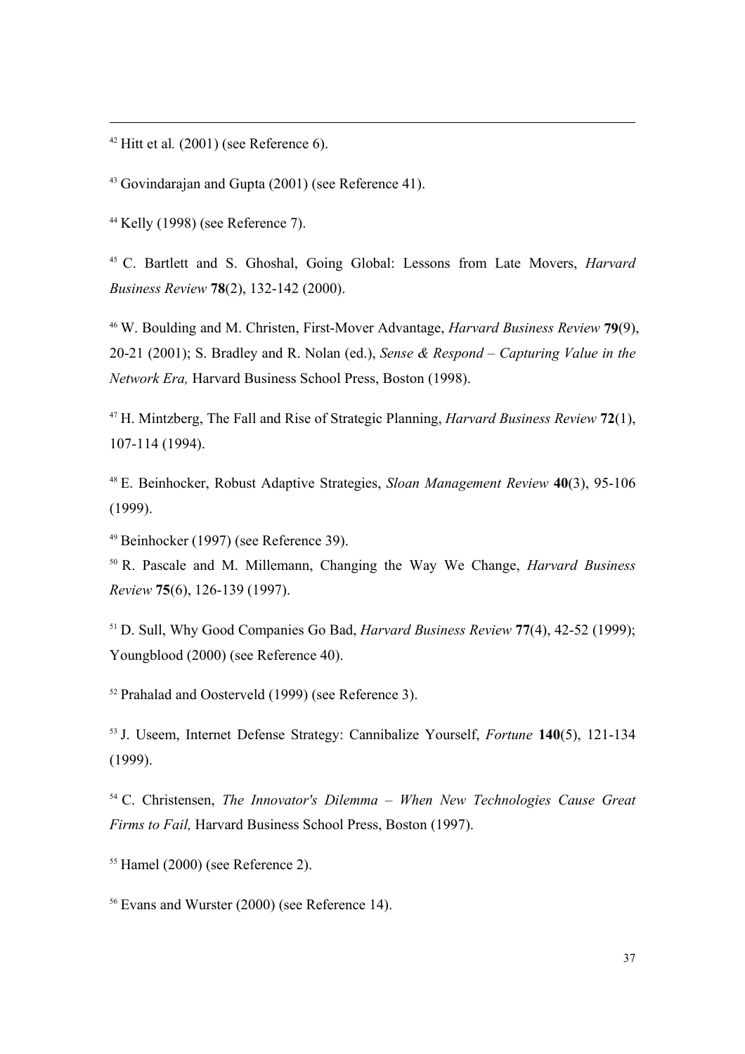[42] Hitt et al*.* (2001) (see Reference 6).

[43] Govindarajan and Gupta (2001) (see Reference 41).

[44] Kelly (1998) (see Reference 7).

[45] C. Bartlett and S. Ghoshal, Going Global: Lessons from Late Movers, *Harvard Business Review* **78**(2), 132-142 (2000).

[46] W. Boulding and M. Christen, First-Mover Advantage, *Harvard Business Review* **79**(9), 20-21 (2001); S. Bradley and R. Nolan (ed.), *Sense & Respond – Capturing Value in the Network Era,* Harvard Business School Press, Boston (1998).

[47] H. Mintzberg, The Fall and Rise of Strategic Planning, *Harvard Business Review* **72**(1), 107-114 (1994).

[48] E. Beinhocker, Robust Adaptive Strategies, *Sloan Management Review* **40**(3), 95-106 (1999).

[49] Beinhocker (1997) (see Reference 39).

[50] R. Pascale and M. Millemann, Changing the Way We Change, *Harvard Business Review* **75**(6), 126-139 (1997).

[51] D. Sull, Why Good Companies Go Bad, *Harvard Business Review* **77**(4), 42-52 (1999); Youngblood (2000) (see Reference 40).

[52] Prahalad and Oosterveld (1999) (see Reference 3).

[53] J. Useem, Internet Defense Strategy: Cannibalize Yourself, *Fortune* **140**(5), 121-134 (1999).

[54] C. Christensen, *The Innovator's Dilemma – When New Technologies Cause Great Firms to Fail,* Harvard Business School Press, Boston (1997).

[55] Hamel (2000) (see Reference 2).

[56] Evans and Wurster (2000) (see Reference 14).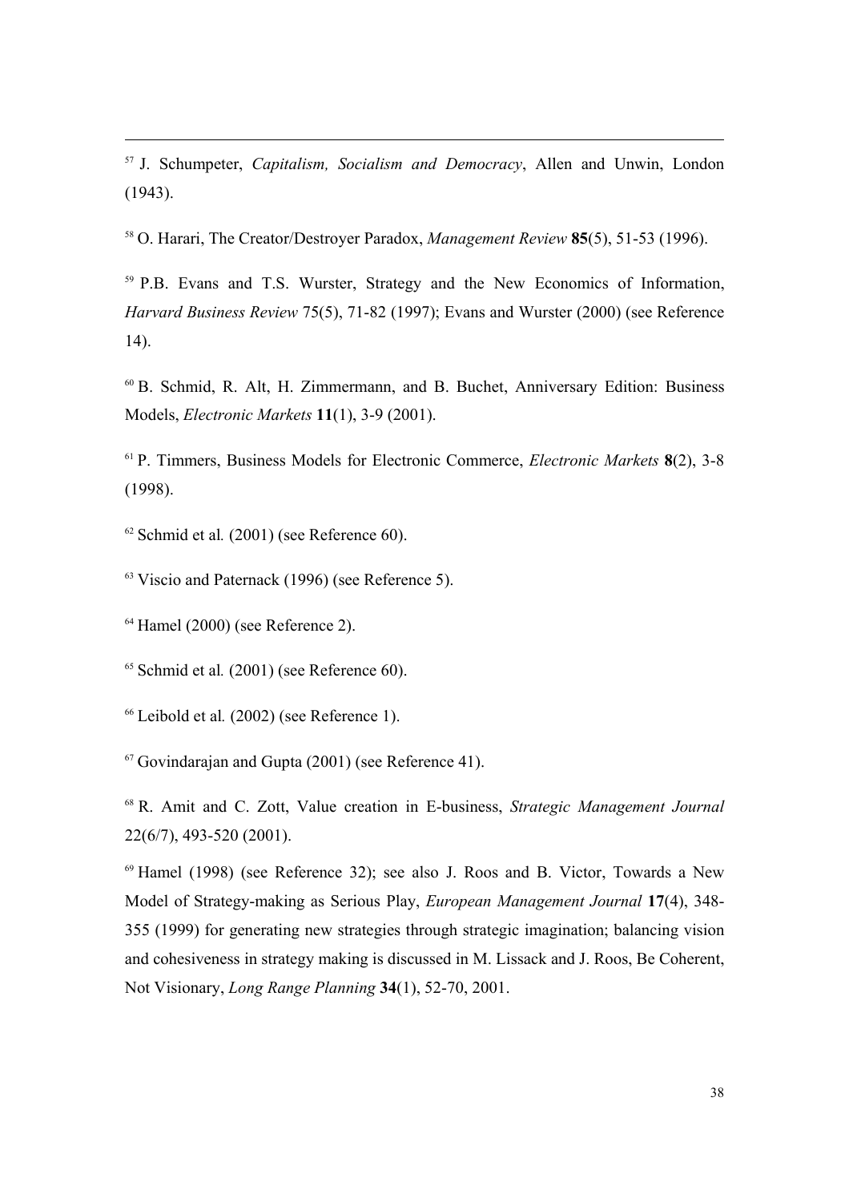[57] J. Schumpeter, *Capitalism, Socialism and Democracy*, Allen and Unwin, London (1943).

[58] O. Harari, The Creator/Destroyer Paradox, *Management Review* **85**(5), 51-53 (1996).

[59] P.B. Evans and T.S. Wurster, Strategy and the New Economics of Information, *Harvard Business Review* 75(5), 71-82 (1997); Evans and Wurster (2000) (see Reference 14).

[60] B. Schmid, R. Alt, H. Zimmermann, and B. Buchet, Anniversary Edition: Business Models, *Electronic Markets* **11**(1), 3-9 (2001).

[61] P. Timmers, Business Models for Electronic Commerce, *Electronic Markets* **8**(2), 3-8 (1998).

[62] Schmid et al*.* (2001) (see Reference 60).

[63] Viscio and Paternack (1996) (see Reference 5).

[64] Hamel (2000) (see Reference 2).

[65] Schmid et al*.* (2001) (see Reference 60).

[66] Leibold et al*.* (2002) (see Reference 1).

[67] Govindarajan and Gupta (2001) (see Reference 41).

[68] R. Amit and C. Zott, Value creation in E-business, *Strategic Management Journal* 22(6/7), 493-520 (2001).

[69] Hamel (1998) (see Reference 32); see also J. Roos and B. Victor, Towards a New Model of Strategy-making as Serious Play, *European Management Journal* **17**(4), 348-355 (1999) for generating new strategies through strategic imagination; balancing vision and cohesiveness in strategy making is discussed in M. Lissack and J. Roos, Be Coherent, Not Visionary, *Long Range Planning* **34**(1), 52-70, 2001.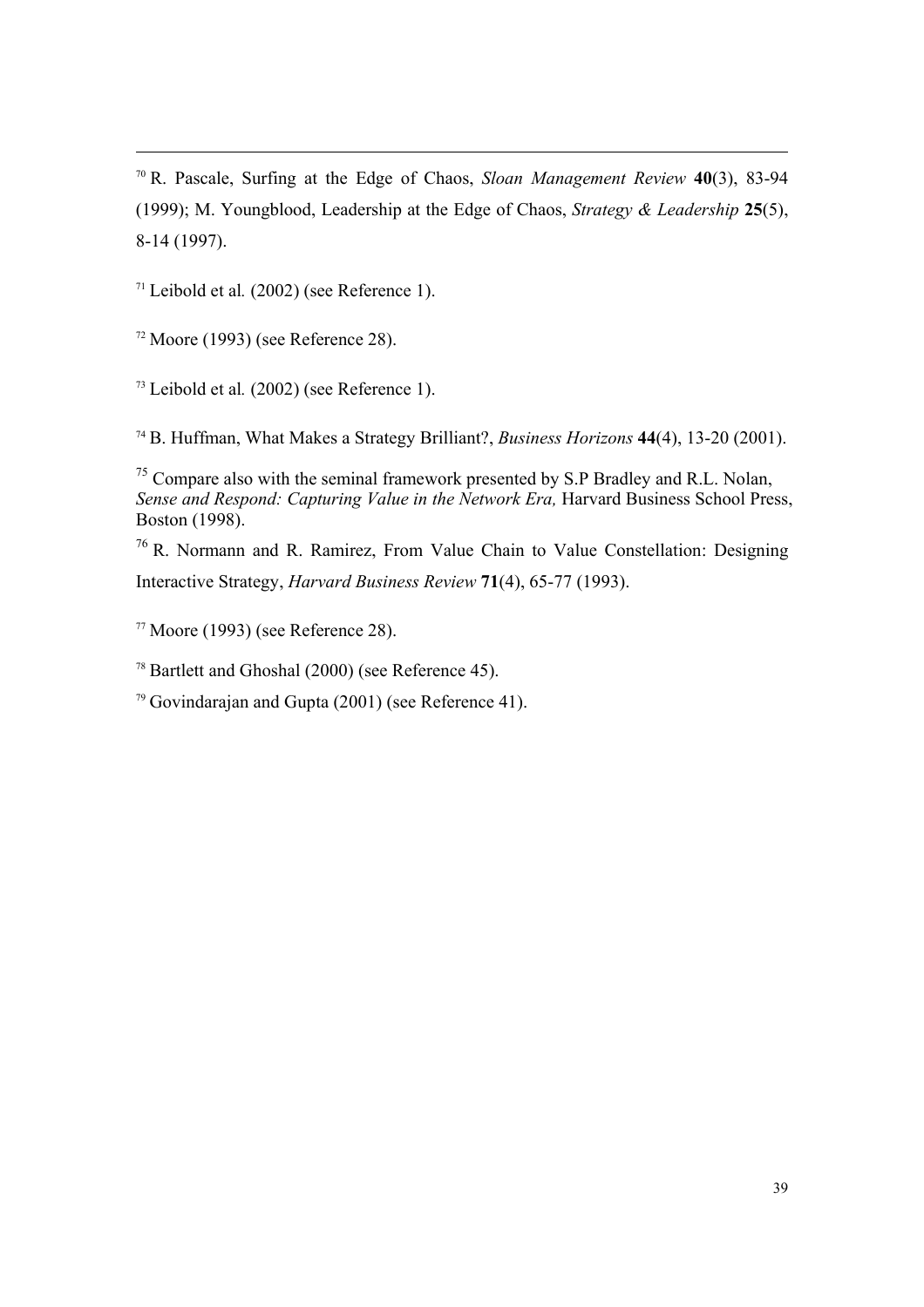[70] R. Pascale, Surfing at the Edge of Chaos, *Sloan Management Review* **40**(3), 83-94 (1999); M. Youngblood, Leadership at the Edge of Chaos, *Strategy & Leadership* **25**(5), 8-14 (1997).

[71] Leibold et al*.* (2002) (see Reference 1).

[72] Moore (1993) (see Reference 28).

[73] Leibold et al*.* (2002) (see Reference 1).

[74] B. Huffman, What Makes a Strategy Brilliant?, *Business Horizons* **44**(4), 13-20 (2001).

[75] Compare also with the seminal framework presented by S.P Bradley and R.L. Nolan, *Sense and Respond: Capturing Value in the Network Era,* Harvard Business School Press, Boston (1998).

[76] R. Normann and R. Ramirez, From Value Chain to Value Constellation: Designing Interactive Strategy, *Harvard Business Review* **71**(4), 65-77 (1993).

[77] Moore (1993) (see Reference 28).

[78] Bartlett and Ghoshal (2000) (see Reference 45).

[79] Govindarajan and Gupta (2001) (see Reference 41).